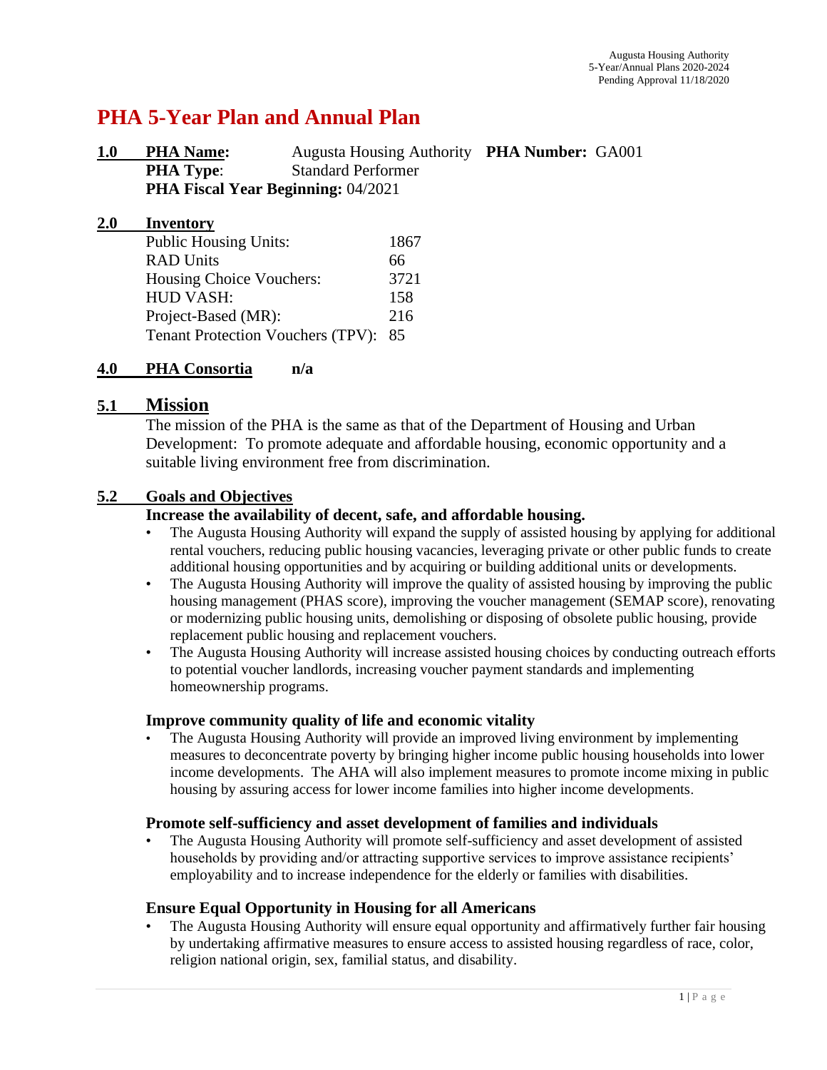# PHA 5-Year Plan and Annual Plan

**1.0 PHA Name:** Augusta Housing Authority **PHA Number:** GA001
**PHA Type**: Standard Performer
**PHA Fiscal Year Beginning:** 04/2021

**2.0 Inventory**

| | |
|---|---|
| Public Housing Units: | 1867 |
| RAD Units | 66 |
| Housing Choice Vouchers: | 3721 |
| HUD VASH: | 158 |
| Project-Based (MR): | 216 |
| Tenant Protection Vouchers (TPV): | 85 |

**4.0 PHA Consortia n/a**

## 5.1 Mission

The mission of the PHA is the same as that of the Department of Housing and Urban Development: To promote adequate and affordable housing, economic opportunity and a suitable living environment free from discrimination.

**5.2 Goals and Objectives**

### Increase the availability of decent, safe, and affordable housing.

- The Augusta Housing Authority will expand the supply of assisted housing by applying for additional rental vouchers, reducing public housing vacancies, leveraging private or other public funds to create additional housing opportunities and by acquiring or building additional units or developments.
- The Augusta Housing Authority will improve the quality of assisted housing by improving the public housing management (PHAS score), improving the voucher management (SEMAP score), renovating or modernizing public housing units, demolishing or disposing of obsolete public housing, provide replacement public housing and replacement vouchers.
- The Augusta Housing Authority will increase assisted housing choices by conducting outreach efforts to potential voucher landlords, increasing voucher payment standards and implementing homeownership programs.

### Improve community quality of life and economic vitality

- The Augusta Housing Authority will provide an improved living environment by implementing measures to deconcentrate poverty by bringing higher income public housing households into lower income developments. The AHA will also implement measures to promote income mixing in public housing by assuring access for lower income families into higher income developments.

### Promote self-sufficiency and asset development of families and individuals

- The Augusta Housing Authority will promote self-sufficiency and asset development of assisted households by providing and/or attracting supportive services to improve assistance recipients' employability and to increase independence for the elderly or families with disabilities.

### Ensure Equal Opportunity in Housing for all Americans

- The Augusta Housing Authority will ensure equal opportunity and affirmatively further fair housing by undertaking affirmative measures to ensure access to assisted housing regardless of race, color, religion national origin, sex, familial status, and disability.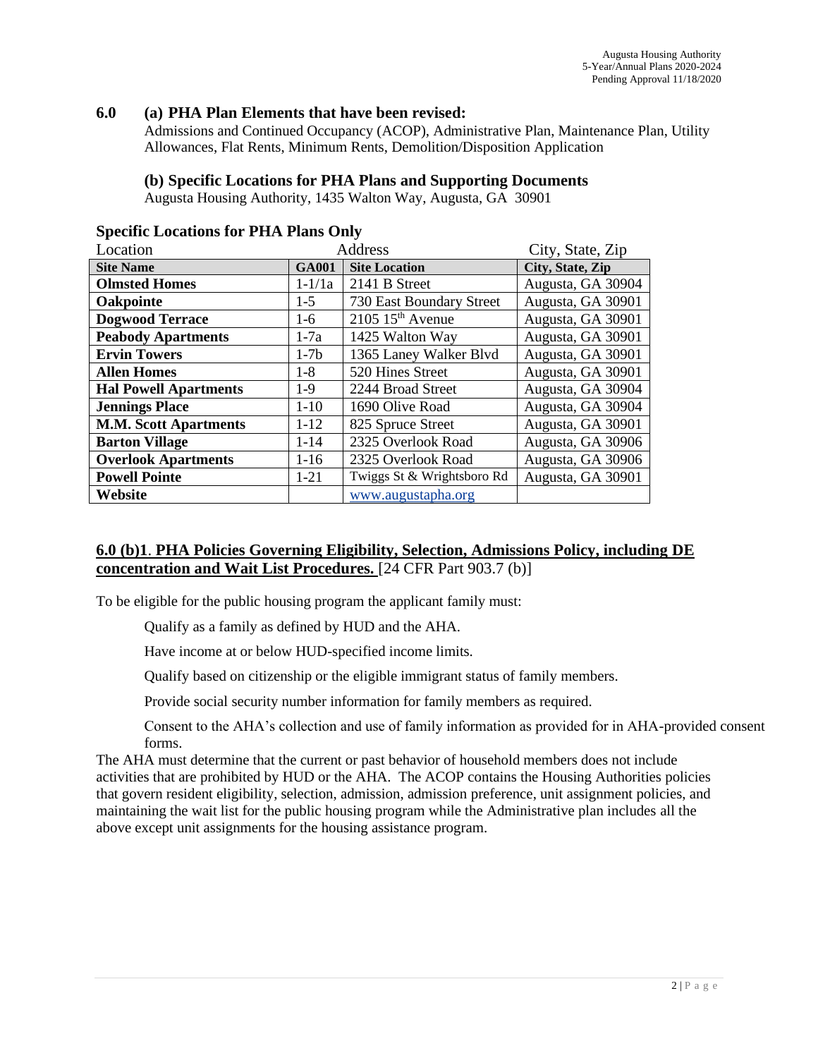## 6.0 (a) PHA Plan Elements that have been revised:

Admissions and Continued Occupancy (ACOP), Administrative Plan, Maintenance Plan, Utility Allowances, Flat Rents, Minimum Rents, Demolition/Disposition Application

### (b) Specific Locations for PHA Plans and Supporting Documents

Augusta Housing Authority, 1435 Walton Way, Augusta, GA 30901

**Specific Locations for PHA Plans Only**

| Location | Address | | City, State, Zip |
|---|---|---|---|
| **Site Name** | **GA001** | **Site Location** | **City, State, Zip** |
| **Olmsted Homes** | 1-1/1a | 2141 B Street | Augusta, GA 30904 |
| **Oakpointe** | 1-5 | 730 East Boundary Street | Augusta, GA 30901 |
| **Dogwood Terrace** | 1-6 | 2105 15th Avenue | Augusta, GA 30901 |
| **Peabody Apartments** | 1-7a | 1425 Walton Way | Augusta, GA 30901 |
| **Ervin Towers** | 1-7b | 1365 Laney Walker Blvd | Augusta, GA 30901 |
| **Allen Homes** | 1-8 | 520 Hines Street | Augusta, GA 30901 |
| **Hal Powell Apartments** | 1-9 | 2244 Broad Street | Augusta, GA 30904 |
| **Jennings Place** | 1-10 | 1690 Olive Road | Augusta, GA 30904 |
| **M.M. Scott Apartments** | 1-12 | 825 Spruce Street | Augusta, GA 30901 |
| **Barton Village** | 1-14 | 2325 Overlook Road | Augusta, GA 30906 |
| **Overlook Apartments** | 1-16 | 2325 Overlook Road | Augusta, GA 30906 |
| **Powell Pointe** | 1-21 | Twiggs St & Wrightsboro Rd | Augusta, GA 30901 |
| **Website** | | www.augustapha.org | |

## 6.0 (b)1. PHA Policies Governing Eligibility, Selection, Admissions Policy, including DE concentration and Wait List Procedures. [24 CFR Part 903.7 (b)]

To be eligible for the public housing program the applicant family must:

- Qualify as a family as defined by HUD and the AHA.
- Have income at or below HUD-specified income limits.
- Qualify based on citizenship or the eligible immigrant status of family members.
- Provide social security number information for family members as required.
- Consent to the AHA's collection and use of family information as provided for in AHA-provided consent forms.

The AHA must determine that the current or past behavior of household members does not include activities that are prohibited by HUD or the AHA. The ACOP contains the Housing Authorities policies that govern resident eligibility, selection, admission, admission preference, unit assignment policies, and maintaining the wait list for the public housing program while the Administrative plan includes all the above except unit assignments for the housing assistance program.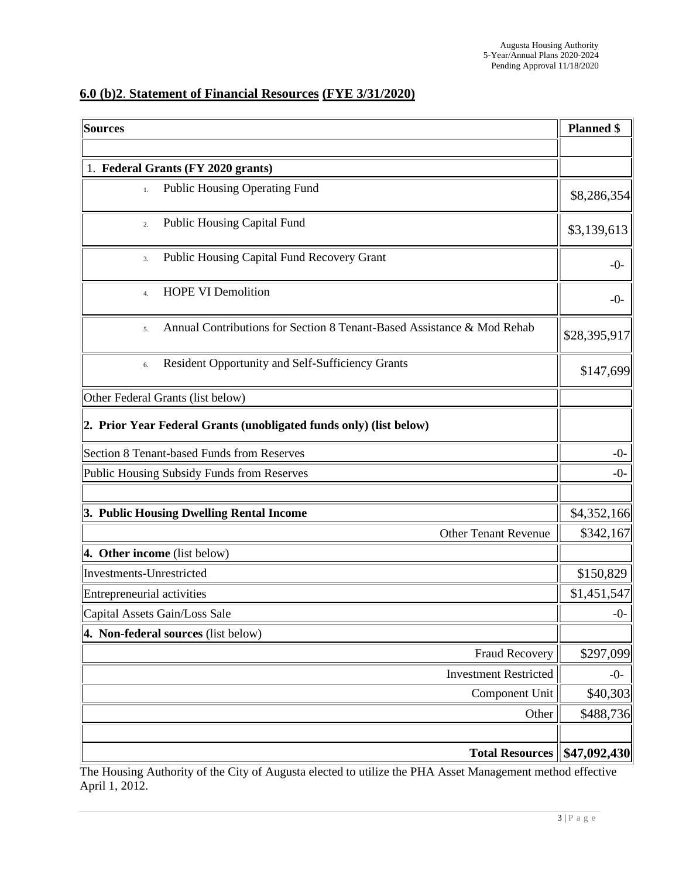## **6.0 (b)2**. **Statement of Financial Resources (FYE 3/31/2020)**

| **Sources** | **Planned $** |
|---|---|
| | |
| 1. **Federal Grants (FY 2020 grants)** | |
| 1. Public Housing Operating Fund | $8,286,354 |
| 2. Public Housing Capital Fund | $3,139,613 |
| 3. Public Housing Capital Fund Recovery Grant | -0- |
| 4. HOPE VI Demolition | -0- |
| 5. Annual Contributions for Section 8 Tenant-Based Assistance & Mod Rehab | $28,395,917 |
| 6. Resident Opportunity and Self-Sufficiency Grants | $147,699 |
| Other Federal Grants (list below) | |
| **2. Prior Year Federal Grants (unobligated funds only) (list below)** | |
| Section 8 Tenant-based Funds from Reserves | -0- |
| Public Housing Subsidy Funds from Reserves | -0- |
| | |
| **3. Public Housing Dwelling Rental Income** | $4,352,166 |
| Other Tenant Revenue | $342,167 |
| **4. Other income** (list below) | |
| Investments-Unrestricted | $150,829 |
| Entrepreneurial activities | $1,451,547 |
| Capital Assets Gain/Loss Sale | -0- |
| **4. Non-federal sources** (list below) | |
| Fraud Recovery | $297,099 |
| Investment Restricted | -0- |
| Component Unit | $40,303 |
| Other | $488,736 |
| | |
| **Total Resources** | **$47,092,430** |

The Housing Authority of the City of Augusta elected to utilize the PHA Asset Management method effective April 1, 2012.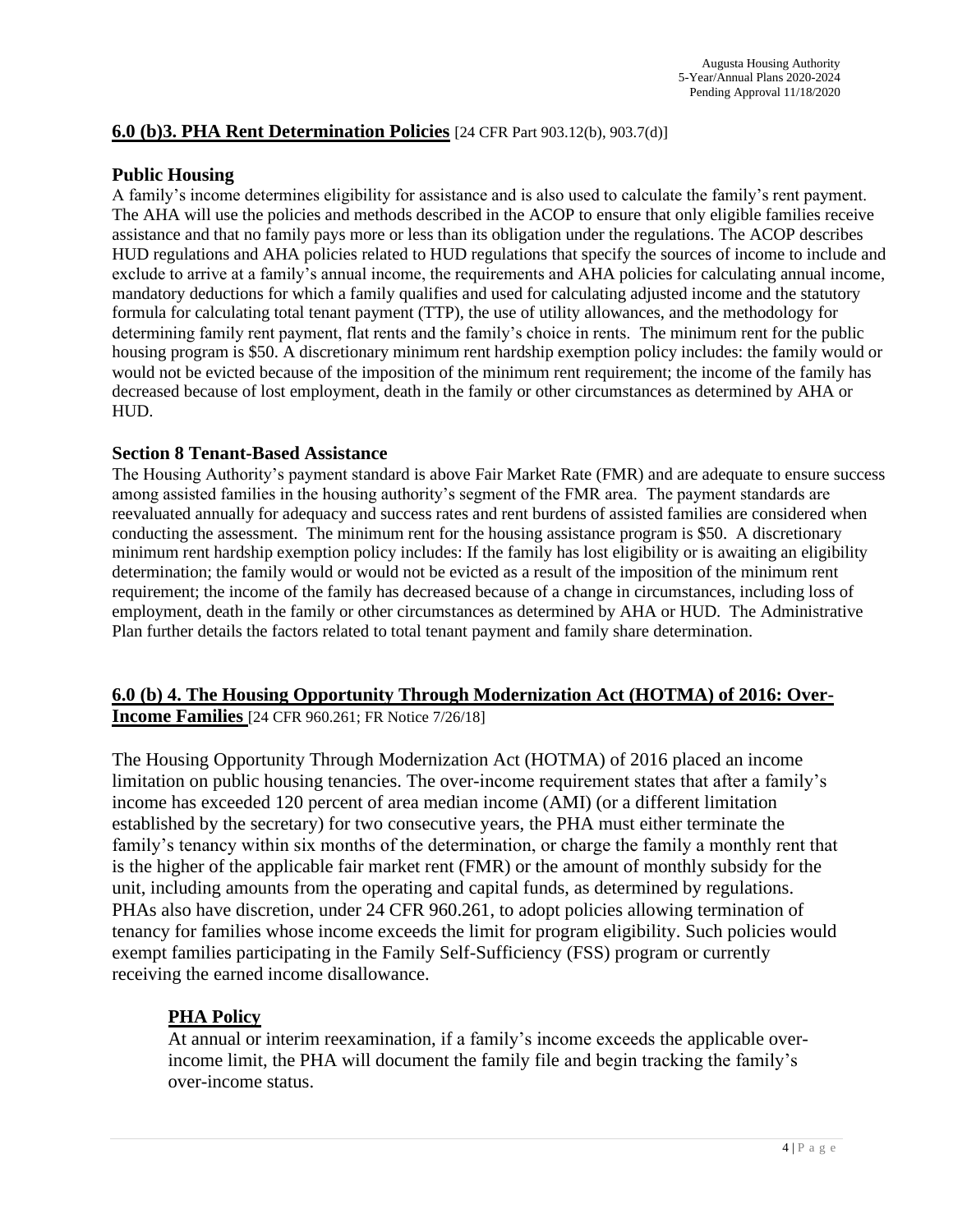## 6.0 (b)3. PHA Rent Determination Policies [24 CFR Part 903.12(b), 903.7(d)]

### Public Housing

A family's income determines eligibility for assistance and is also used to calculate the family's rent payment. The AHA will use the policies and methods described in the ACOP to ensure that only eligible families receive assistance and that no family pays more or less than its obligation under the regulations. The ACOP describes HUD regulations and AHA policies related to HUD regulations that specify the sources of income to include and exclude to arrive at a family's annual income, the requirements and AHA policies for calculating annual income, mandatory deductions for which a family qualifies and used for calculating adjusted income and the statutory formula for calculating total tenant payment (TTP), the use of utility allowances, and the methodology for determining family rent payment, flat rents and the family's choice in rents. The minimum rent for the public housing program is $50. A discretionary minimum rent hardship exemption policy includes: the family would or would not be evicted because of the imposition of the minimum rent requirement; the income of the family has decreased because of lost employment, death in the family or other circumstances as determined by AHA or HUD.

### Section 8 Tenant-Based Assistance

The Housing Authority's payment standard is above Fair Market Rate (FMR) and are adequate to ensure success among assisted families in the housing authority's segment of the FMR area. The payment standards are reevaluated annually for adequacy and success rates and rent burdens of assisted families are considered when conducting the assessment. The minimum rent for the housing assistance program is $50. A discretionary minimum rent hardship exemption policy includes: If the family has lost eligibility or is awaiting an eligibility determination; the family would or would not be evicted as a result of the imposition of the minimum rent requirement; the income of the family has decreased because of a change in circumstances, including loss of employment, death in the family or other circumstances as determined by AHA or HUD. The Administrative Plan further details the factors related to total tenant payment and family share determination.

## 6.0 (b) 4. The Housing Opportunity Through Modernization Act (HOTMA) of 2016: Over-Income Families [24 CFR 960.261; FR Notice 7/26/18]

The Housing Opportunity Through Modernization Act (HOTMA) of 2016 placed an income limitation on public housing tenancies. The over-income requirement states that after a family's income has exceeded 120 percent of area median income (AMI) (or a different limitation established by the secretary) for two consecutive years, the PHA must either terminate the family's tenancy within six months of the determination, or charge the family a monthly rent that is the higher of the applicable fair market rent (FMR) or the amount of monthly subsidy for the unit, including amounts from the operating and capital funds, as determined by regulations. PHAs also have discretion, under 24 CFR 960.261, to adopt policies allowing termination of tenancy for families whose income exceeds the limit for program eligibility. Such policies would exempt families participating in the Family Self-Sufficiency (FSS) program or currently receiving the earned income disallowance.

### PHA Policy

At annual or interim reexamination, if a family's income exceeds the applicable over-income limit, the PHA will document the family file and begin tracking the family's over-income status.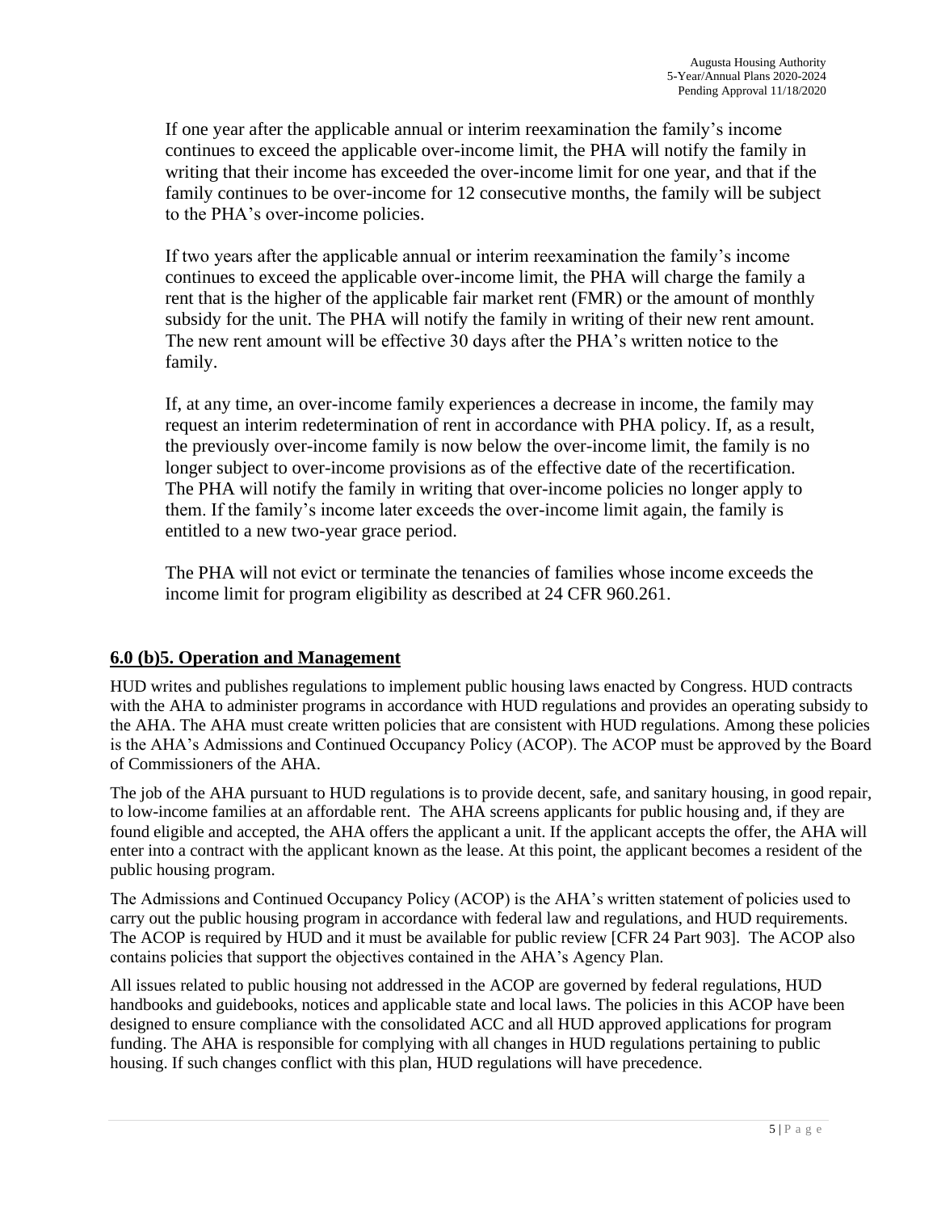If one year after the applicable annual or interim reexamination the family's income continues to exceed the applicable over-income limit, the PHA will notify the family in writing that their income has exceeded the over-income limit for one year, and that if the family continues to be over-income for 12 consecutive months, the family will be subject to the PHA's over-income policies.

If two years after the applicable annual or interim reexamination the family's income continues to exceed the applicable over-income limit, the PHA will charge the family a rent that is the higher of the applicable fair market rent (FMR) or the amount of monthly subsidy for the unit. The PHA will notify the family in writing of their new rent amount. The new rent amount will be effective 30 days after the PHA's written notice to the family.

If, at any time, an over-income family experiences a decrease in income, the family may request an interim redetermination of rent in accordance with PHA policy. If, as a result, the previously over-income family is now below the over-income limit, the family is no longer subject to over-income provisions as of the effective date of the recertification. The PHA will notify the family in writing that over-income policies no longer apply to them. If the family's income later exceeds the over-income limit again, the family is entitled to a new two-year grace period.

The PHA will not evict or terminate the tenancies of families whose income exceeds the income limit for program eligibility as described at 24 CFR 960.261.

## 6.0 (b)5. Operation and Management

HUD writes and publishes regulations to implement public housing laws enacted by Congress. HUD contracts with the AHA to administer programs in accordance with HUD regulations and provides an operating subsidy to the AHA. The AHA must create written policies that are consistent with HUD regulations. Among these policies is the AHA's Admissions and Continued Occupancy Policy (ACOP). The ACOP must be approved by the Board of Commissioners of the AHA.

The job of the AHA pursuant to HUD regulations is to provide decent, safe, and sanitary housing, in good repair, to low-income families at an affordable rent. The AHA screens applicants for public housing and, if they are found eligible and accepted, the AHA offers the applicant a unit. If the applicant accepts the offer, the AHA will enter into a contract with the applicant known as the lease. At this point, the applicant becomes a resident of the public housing program.

The Admissions and Continued Occupancy Policy (ACOP) is the AHA's written statement of policies used to carry out the public housing program in accordance with federal law and regulations, and HUD requirements. The ACOP is required by HUD and it must be available for public review [CFR 24 Part 903]. The ACOP also contains policies that support the objectives contained in the AHA's Agency Plan.

All issues related to public housing not addressed in the ACOP are governed by federal regulations, HUD handbooks and guidebooks, notices and applicable state and local laws. The policies in this ACOP have been designed to ensure compliance with the consolidated ACC and all HUD approved applications for program funding. The AHA is responsible for complying with all changes in HUD regulations pertaining to public housing. If such changes conflict with this plan, HUD regulations will have precedence.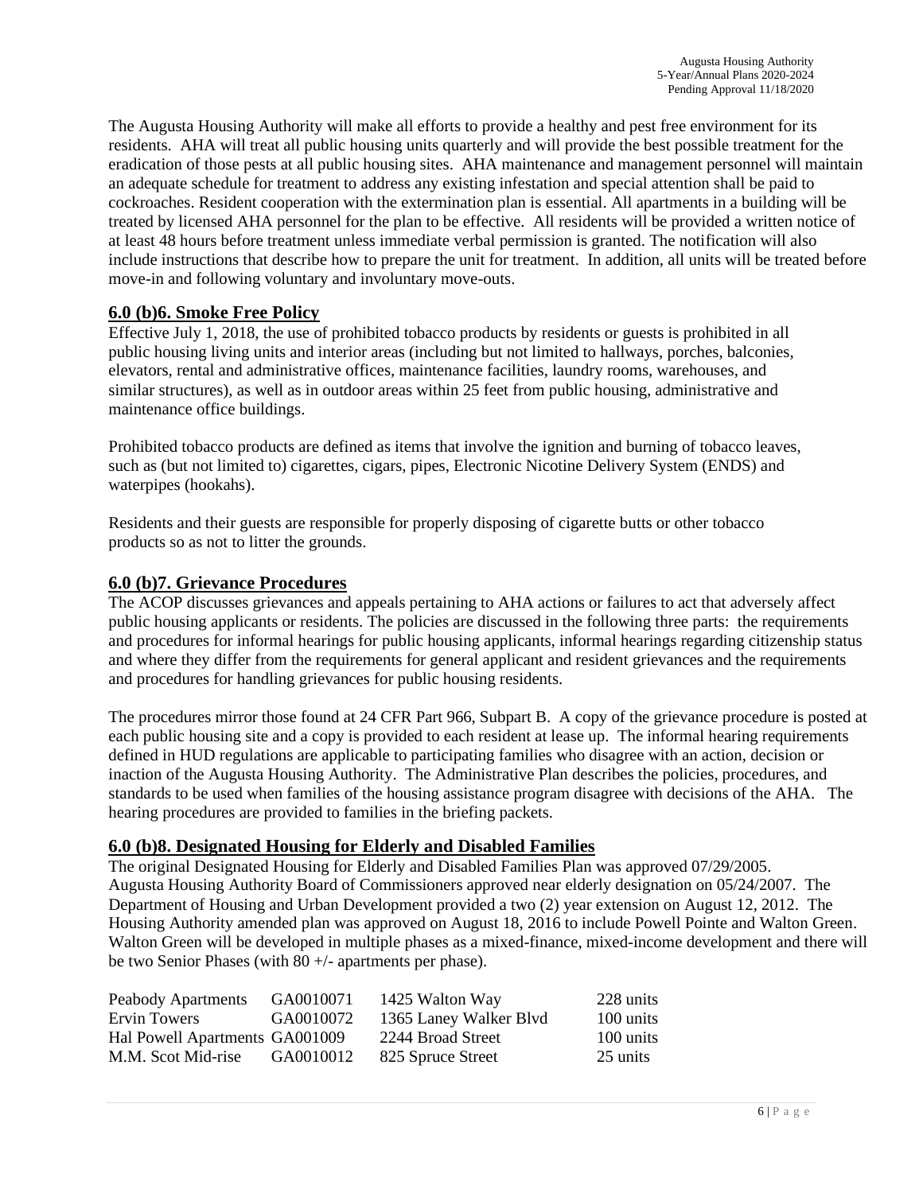The Augusta Housing Authority will make all efforts to provide a healthy and pest free environment for its residents. AHA will treat all public housing units quarterly and will provide the best possible treatment for the eradication of those pests at all public housing sites. AHA maintenance and management personnel will maintain an adequate schedule for treatment to address any existing infestation and special attention shall be paid to cockroaches. Resident cooperation with the extermination plan is essential. All apartments in a building will be treated by licensed AHA personnel for the plan to be effective. All residents will be provided a written notice of at least 48 hours before treatment unless immediate verbal permission is granted. The notification will also include instructions that describe how to prepare the unit for treatment. In addition, all units will be treated before move-in and following voluntary and involuntary move-outs.

## 6.0 (b)6. Smoke Free Policy

Effective July 1, 2018, the use of prohibited tobacco products by residents or guests is prohibited in all public housing living units and interior areas (including but not limited to hallways, porches, balconies, elevators, rental and administrative offices, maintenance facilities, laundry rooms, warehouses, and similar structures), as well as in outdoor areas within 25 feet from public housing, administrative and maintenance office buildings.

Prohibited tobacco products are defined as items that involve the ignition and burning of tobacco leaves, such as (but not limited to) cigarettes, cigars, pipes, Electronic Nicotine Delivery System (ENDS) and waterpipes (hookahs).

Residents and their guests are responsible for properly disposing of cigarette butts or other tobacco products so as not to litter the grounds.

## 6.0 (b)7. Grievance Procedures

The ACOP discusses grievances and appeals pertaining to AHA actions or failures to act that adversely affect public housing applicants or residents. The policies are discussed in the following three parts: the requirements and procedures for informal hearings for public housing applicants, informal hearings regarding citizenship status and where they differ from the requirements for general applicant and resident grievances and the requirements and procedures for handling grievances for public housing residents.

The procedures mirror those found at 24 CFR Part 966, Subpart B. A copy of the grievance procedure is posted at each public housing site and a copy is provided to each resident at lease up. The informal hearing requirements defined in HUD regulations are applicable to participating families who disagree with an action, decision or inaction of the Augusta Housing Authority. The Administrative Plan describes the policies, procedures, and standards to be used when families of the housing assistance program disagree with decisions of the AHA. The hearing procedures are provided to families in the briefing packets.

## 6.0 (b)8. Designated Housing for Elderly and Disabled Families

The original Designated Housing for Elderly and Disabled Families Plan was approved 07/29/2005. Augusta Housing Authority Board of Commissioners approved near elderly designation on 05/24/2007. The Department of Housing and Urban Development provided a two (2) year extension on August 12, 2012. The Housing Authority amended plan was approved on August 18, 2016 to include Powell Pointe and Walton Green. Walton Green will be developed in multiple phases as a mixed-finance, mixed-income development and there will be two Senior Phases (with 80 +/- apartments per phase).

| | | | |
|---|---|---|---|
| Peabody Apartments | GA0010071 | 1425 Walton Way | 228 units |
| Ervin Towers | GA0010072 | 1365 Laney Walker Blvd | 100 units |
| Hal Powell Apartments | GA001009 | 2244 Broad Street | 100 units |
| M.M. Scot Mid-rise | GA0010012 | 825 Spruce Street | 25 units |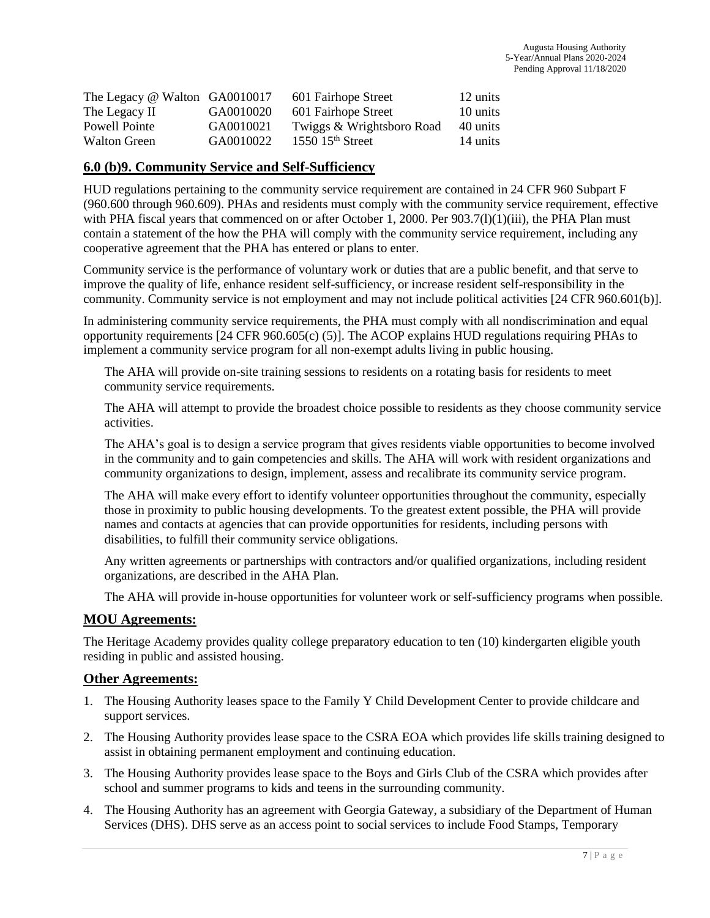| The Legacy @ Walton | GA0010017 | 601 Fairhope Street | 12 units |
|---|---|---|---|
| The Legacy II | GA0010020 | 601 Fairhope Street | 10 units |
| Powell Pointe | GA0010021 | Twiggs & Wrightsboro Road | 40 units |
| Walton Green | GA0010022 | 1550 15th Street | 14 units |

## 6.0 (b)9. Community Service and Self-Sufficiency

HUD regulations pertaining to the community service requirement are contained in 24 CFR 960 Subpart F (960.600 through 960.609). PHAs and residents must comply with the community service requirement, effective with PHA fiscal years that commenced on or after October 1, 2000. Per 903.7(l)(1)(iii), the PHA Plan must contain a statement of the how the PHA will comply with the community service requirement, including any cooperative agreement that the PHA has entered or plans to enter.

Community service is the performance of voluntary work or duties that are a public benefit, and that serve to improve the quality of life, enhance resident self-sufficiency, or increase resident self-responsibility in the community. Community service is not employment and may not include political activities [24 CFR 960.601(b)].

In administering community service requirements, the PHA must comply with all nondiscrimination and equal opportunity requirements [24 CFR 960.605(c) (5)]. The ACOP explains HUD regulations requiring PHAs to implement a community service program for all non-exempt adults living in public housing.

The AHA will provide on-site training sessions to residents on a rotating basis for residents to meet community service requirements.

The AHA will attempt to provide the broadest choice possible to residents as they choose community service activities.

The AHA's goal is to design a service program that gives residents viable opportunities to become involved in the community and to gain competencies and skills. The AHA will work with resident organizations and community organizations to design, implement, assess and recalibrate its community service program.

The AHA will make every effort to identify volunteer opportunities throughout the community, especially those in proximity to public housing developments. To the greatest extent possible, the PHA will provide names and contacts at agencies that can provide opportunities for residents, including persons with disabilities, to fulfill their community service obligations.

Any written agreements or partnerships with contractors and/or qualified organizations, including resident organizations, are described in the AHA Plan.

The AHA will provide in-house opportunities for volunteer work or self-sufficiency programs when possible.

## MOU Agreements:

The Heritage Academy provides quality college preparatory education to ten (10) kindergarten eligible youth residing in public and assisted housing.

## Other Agreements:

1. The Housing Authority leases space to the Family Y Child Development Center to provide childcare and support services.
2. The Housing Authority provides lease space to the CSRA EOA which provides life skills training designed to assist in obtaining permanent employment and continuing education.
3. The Housing Authority provides lease space to the Boys and Girls Club of the CSRA which provides after school and summer programs to kids and teens in the surrounding community.
4. The Housing Authority has an agreement with Georgia Gateway, a subsidiary of the Department of Human Services (DHS). DHS serve as an access point to social services to include Food Stamps, Temporary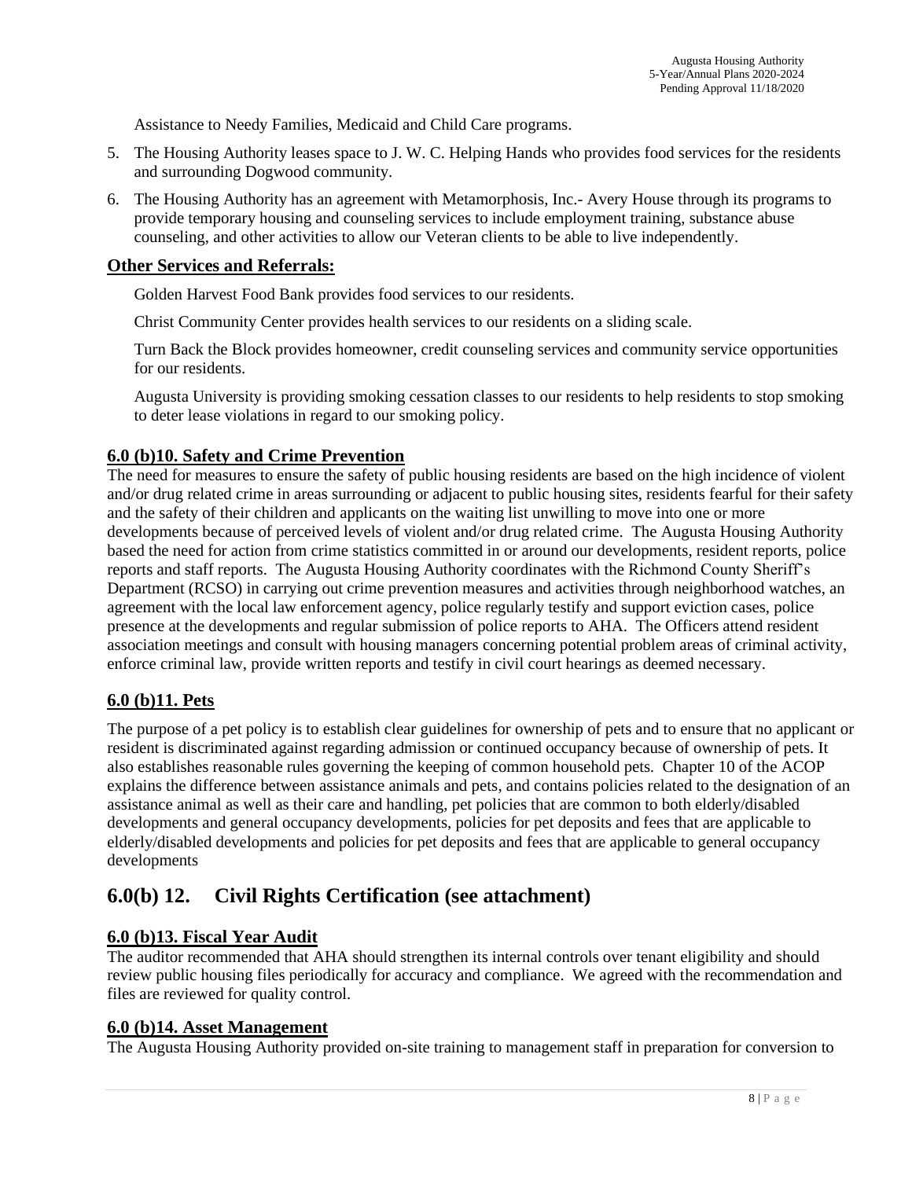Assistance to Needy Families, Medicaid and Child Care programs.

5. The Housing Authority leases space to J. W. C. Helping Hands who provides food services for the residents and surrounding Dogwood community.
6. The Housing Authority has an agreement with Metamorphosis, Inc.- Avery House through its programs to provide temporary housing and counseling services to include employment training, substance abuse counseling, and other activities to allow our Veteran clients to be able to live independently.

### Other Services and Referrals:

Golden Harvest Food Bank provides food services to our residents.

Christ Community Center provides health services to our residents on a sliding scale.

Turn Back the Block provides homeowner, credit counseling services and community service opportunities for our residents.

Augusta University is providing smoking cessation classes to our residents to help residents to stop smoking to deter lease violations in regard to our smoking policy.

### 6.0 (b)10. Safety and Crime Prevention

The need for measures to ensure the safety of public housing residents are based on the high incidence of violent and/or drug related crime in areas surrounding or adjacent to public housing sites, residents fearful for their safety and the safety of their children and applicants on the waiting list unwilling to move into one or more developments because of perceived levels of violent and/or drug related crime. The Augusta Housing Authority based the need for action from crime statistics committed in or around our developments, resident reports, police reports and staff reports. The Augusta Housing Authority coordinates with the Richmond County Sheriff's Department (RCSO) in carrying out crime prevention measures and activities through neighborhood watches, an agreement with the local law enforcement agency, police regularly testify and support eviction cases, police presence at the developments and regular submission of police reports to AHA. The Officers attend resident association meetings and consult with housing managers concerning potential problem areas of criminal activity, enforce criminal law, provide written reports and testify in civil court hearings as deemed necessary.

### 6.0 (b)11. Pets

The purpose of a pet policy is to establish clear guidelines for ownership of pets and to ensure that no applicant or resident is discriminated against regarding admission or continued occupancy because of ownership of pets. It also establishes reasonable rules governing the keeping of common household pets. Chapter 10 of the ACOP explains the difference between assistance animals and pets, and contains policies related to the designation of an assistance animal as well as their care and handling, pet policies that are common to both elderly/disabled developments and general occupancy developments, policies for pet deposits and fees that are applicable to elderly/disabled developments and policies for pet deposits and fees that are applicable to general occupancy developments

## 6.0(b) 12. Civil Rights Certification (see attachment)

### 6.0 (b)13. Fiscal Year Audit

The auditor recommended that AHA should strengthen its internal controls over tenant eligibility and should review public housing files periodically for accuracy and compliance. We agreed with the recommendation and files are reviewed for quality control.

### 6.0 (b)14. Asset Management

The Augusta Housing Authority provided on-site training to management staff in preparation for conversion to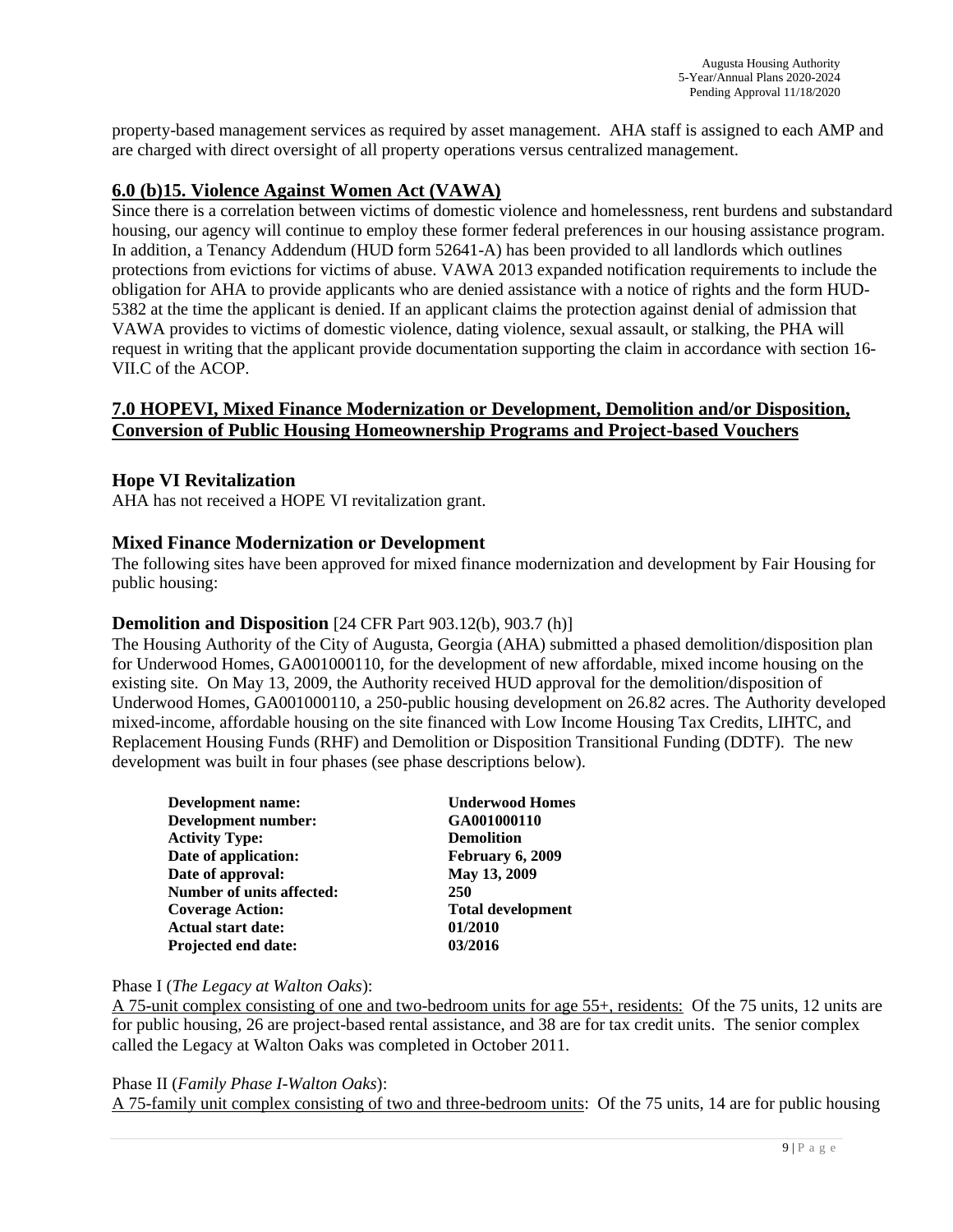property-based management services as required by asset management. AHA staff is assigned to each AMP and are charged with direct oversight of all property operations versus centralized management.

## 6.0 (b)15. Violence Against Women Act (VAWA)

Since there is a correlation between victims of domestic violence and homelessness, rent burdens and substandard housing, our agency will continue to employ these former federal preferences in our housing assistance program. In addition, a Tenancy Addendum (HUD form 52641-A) has been provided to all landlords which outlines protections from evictions for victims of abuse. VAWA 2013 expanded notification requirements to include the obligation for AHA to provide applicants who are denied assistance with a notice of rights and the form HUD-5382 at the time the applicant is denied. If an applicant claims the protection against denial of admission that VAWA provides to victims of domestic violence, dating violence, sexual assault, or stalking, the PHA will request in writing that the applicant provide documentation supporting the claim in accordance with section 16-VII.C of the ACOP.

## 7.0 HOPEVI, Mixed Finance Modernization or Development, Demolition and/or Disposition, Conversion of Public Housing Homeownership Programs and Project-based Vouchers

### Hope VI Revitalization

AHA has not received a HOPE VI revitalization grant.

### Mixed Finance Modernization or Development

The following sites have been approved for mixed finance modernization and development by Fair Housing for public housing:

### Demolition and Disposition [24 CFR Part 903.12(b), 903.7 (h)]

The Housing Authority of the City of Augusta, Georgia (AHA) submitted a phased demolition/disposition plan for Underwood Homes, GA001000110, for the development of new affordable, mixed income housing on the existing site. On May 13, 2009, the Authority received HUD approval for the demolition/disposition of Underwood Homes, GA001000110, a 250-public housing development on 26.82 acres. The Authority developed mixed-income, affordable housing on the site financed with Low Income Housing Tax Credits, LIHTC, and Replacement Housing Funds (RHF) and Demolition or Disposition Transitional Funding (DDTF). The new development was built in four phases (see phase descriptions below).

| | |
|---|---|
| **Development name:** | **Underwood Homes** |
| **Development number:** | **GA001000110** |
| **Activity Type:** | **Demolition** |
| **Date of application:** | **February 6, 2009** |
| **Date of approval:** | **May 13, 2009** |
| **Number of units affected:** | **250** |
| **Coverage Action:** | **Total development** |
| **Actual start date:** | **01/2010** |
| **Projected end date:** | **03/2016** |

Phase I (*The Legacy at Walton Oaks*):
<u>A 75-unit complex consisting of one and two-bedroom units for age 55+, residents:</u> Of the 75 units, 12 units are for public housing, 26 are project-based rental assistance, and 38 are for tax credit units. The senior complex called the Legacy at Walton Oaks was completed in October 2011.

Phase II (*Family Phase I-Walton Oaks*):
<u>A 75-family unit complex consisting of two and three-bedroom units</u>: Of the 75 units, 14 are for public housing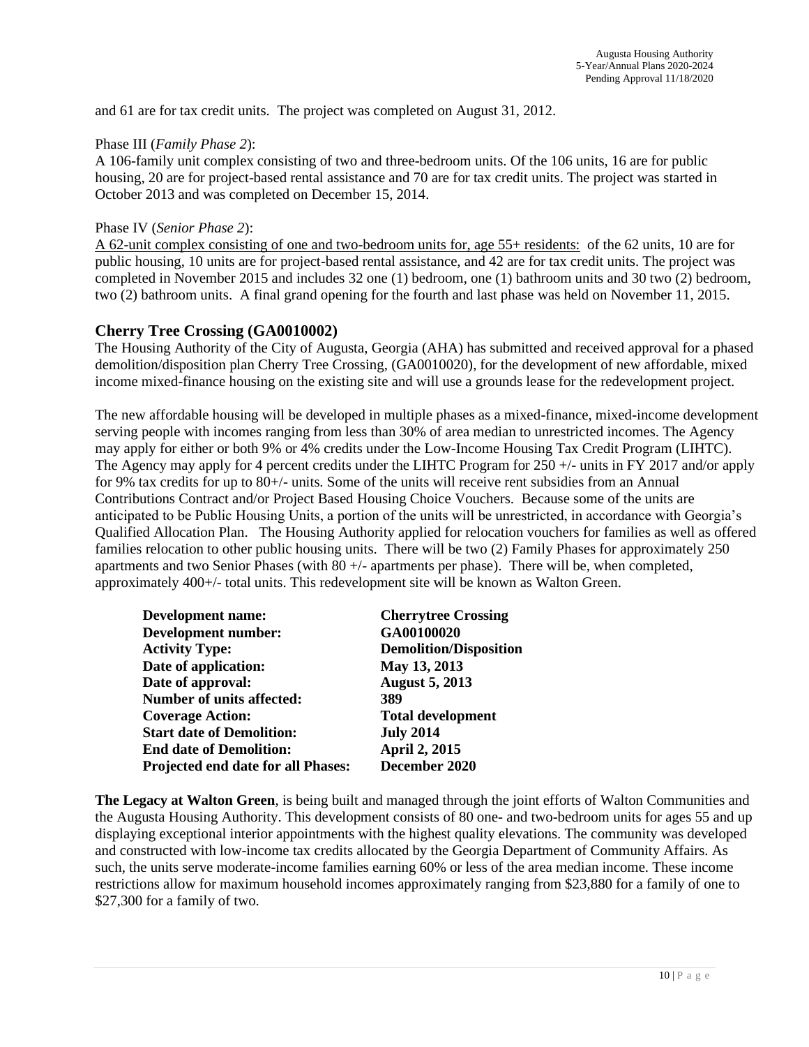and 61 are for tax credit units. The project was completed on August 31, 2012.

Phase III (*Family Phase 2*):
A 106-family unit complex consisting of two and three-bedroom units. Of the 106 units, 16 are for public housing, 20 are for project-based rental assistance and 70 are for tax credit units. The project was started in October 2013 and was completed on December 15, 2014.

Phase IV (*Senior Phase 2*):
<u>A 62-unit complex consisting of one and two-bedroom units for, age 55+ residents:</u> of the 62 units, 10 are for public housing, 10 units are for project-based rental assistance, and 42 are for tax credit units. The project was completed in November 2015 and includes 32 one (1) bedroom, one (1) bathroom units and 30 two (2) bedroom, two (2) bathroom units. A final grand opening for the fourth and last phase was held on November 11, 2015.

## Cherry Tree Crossing (GA0010002)

The Housing Authority of the City of Augusta, Georgia (AHA) has submitted and received approval for a phased demolition/disposition plan Cherry Tree Crossing, (GA0010020), for the development of new affordable, mixed income mixed-finance housing on the existing site and will use a grounds lease for the redevelopment project.

The new affordable housing will be developed in multiple phases as a mixed-finance, mixed-income development serving people with incomes ranging from less than 30% of area median to unrestricted incomes. The Agency may apply for either or both 9% or 4% credits under the Low-Income Housing Tax Credit Program (LIHTC). The Agency may apply for 4 percent credits under the LIHTC Program for 250 +/- units in FY 2017 and/or apply for 9% tax credits for up to 80+/- units. Some of the units will receive rent subsidies from an Annual Contributions Contract and/or Project Based Housing Choice Vouchers. Because some of the units are anticipated to be Public Housing Units, a portion of the units will be unrestricted, in accordance with Georgia's Qualified Allocation Plan. The Housing Authority applied for relocation vouchers for families as well as offered families relocation to other public housing units. There will be two (2) Family Phases for approximately 250 apartments and two Senior Phases (with 80 +/- apartments per phase). There will be, when completed, approximately 400+/- total units. This redevelopment site will be known as Walton Green.

| | |
|---|---|
| **Development name:** | **Cherrytree Crossing** |
| **Development number:** | **GA00100020** |
| **Activity Type:** | **Demolition/Disposition** |
| **Date of application:** | **May 13, 2013** |
| **Date of approval:** | **August 5, 2013** |
| **Number of units affected:** | **389** |
| **Coverage Action:** | **Total development** |
| **Start date of Demolition:** | **July 2014** |
| **End date of Demolition:** | **April 2, 2015** |
| **Projected end date for all Phases:** | **December 2020** |

**The Legacy at Walton Green**, is being built and managed through the joint efforts of Walton Communities and the Augusta Housing Authority. This development consists of 80 one- and two-bedroom units for ages 55 and up displaying exceptional interior appointments with the highest quality elevations. The community was developed and constructed with low-income tax credits allocated by the Georgia Department of Community Affairs. As such, the units serve moderate-income families earning 60% or less of the area median income. These income restrictions allow for maximum household incomes approximately ranging from $23,880 for a family of one to $27,300 for a family of two.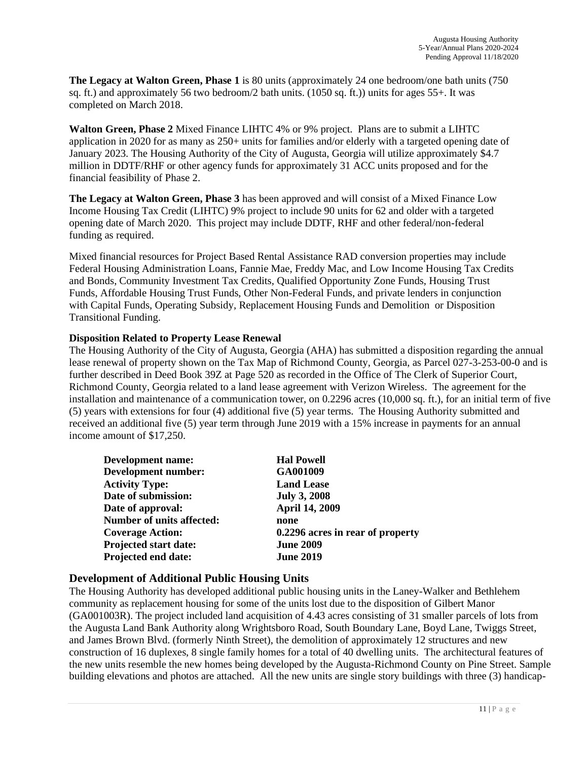**The Legacy at Walton Green, Phase 1** is 80 units (approximately 24 one bedroom/one bath units (750 sq. ft.) and approximately 56 two bedroom/2 bath units. (1050 sq. ft.)) units for ages 55+. It was completed on March 2018.

**Walton Green, Phase 2** Mixed Finance LIHTC 4% or 9% project. Plans are to submit a LIHTC application in 2020 for as many as 250+ units for families and/or elderly with a targeted opening date of January 2023. The Housing Authority of the City of Augusta, Georgia will utilize approximately $4.7 million in DDTF/RHF or other agency funds for approximately 31 ACC units proposed and for the financial feasibility of Phase 2.

**The Legacy at Walton Green, Phase 3** has been approved and will consist of a Mixed Finance Low Income Housing Tax Credit (LIHTC) 9% project to include 90 units for 62 and older with a targeted opening date of March 2020. This project may include DDTF, RHF and other federal/non-federal funding as required.

Mixed financial resources for Project Based Rental Assistance RAD conversion properties may include Federal Housing Administration Loans, Fannie Mae, Freddy Mac, and Low Income Housing Tax Credits and Bonds, Community Investment Tax Credits, Qualified Opportunity Zone Funds, Housing Trust Funds, Affordable Housing Trust Funds, Other Non-Federal Funds, and private lenders in conjunction with Capital Funds, Operating Subsidy, Replacement Housing Funds and Demolition or Disposition Transitional Funding.

**Disposition Related to Property Lease Renewal**

The Housing Authority of the City of Augusta, Georgia (AHA) has submitted a disposition regarding the annual lease renewal of property shown on the Tax Map of Richmond County, Georgia, as Parcel 027-3-253-00-0 and is further described in Deed Book 39Z at Page 520 as recorded in the Office of The Clerk of Superior Court, Richmond County, Georgia related to a land lease agreement with Verizon Wireless. The agreement for the installation and maintenance of a communication tower, on 0.2296 acres (10,000 sq. ft.), for an initial term of five (5) years with extensions for four (4) additional five (5) year terms. The Housing Authority submitted and received an additional five (5) year term through June 2019 with a 15% increase in payments for an annual income amount of $17,250.

| | |
|---|---|
| **Development name:** | **Hal Powell** |
| **Development number:** | **GA001009** |
| **Activity Type:** | **Land Lease** |
| **Date of submission:** | **July 3, 2008** |
| **Date of approval:** | **April 14, 2009** |
| **Number of units affected:** | **none** |
| **Coverage Action:** | **0.2296 acres in rear of property** |
| **Projected start date:** | **June 2009** |
| **Projected end date:** | **June 2019** |

## Development of Additional Public Housing Units

The Housing Authority has developed additional public housing units in the Laney-Walker and Bethlehem community as replacement housing for some of the units lost due to the disposition of Gilbert Manor (GA001003R). The project included land acquisition of 4.43 acres consisting of 31 smaller parcels of lots from the Augusta Land Bank Authority along Wrightsboro Road, South Boundary Lane, Boyd Lane, Twiggs Street, and James Brown Blvd. (formerly Ninth Street), the demolition of approximately 12 structures and new construction of 16 duplexes, 8 single family homes for a total of 40 dwelling units. The architectural features of the new units resemble the new homes being developed by the Augusta-Richmond County on Pine Street. Sample building elevations and photos are attached. All the new units are single story buildings with three (3) handicap-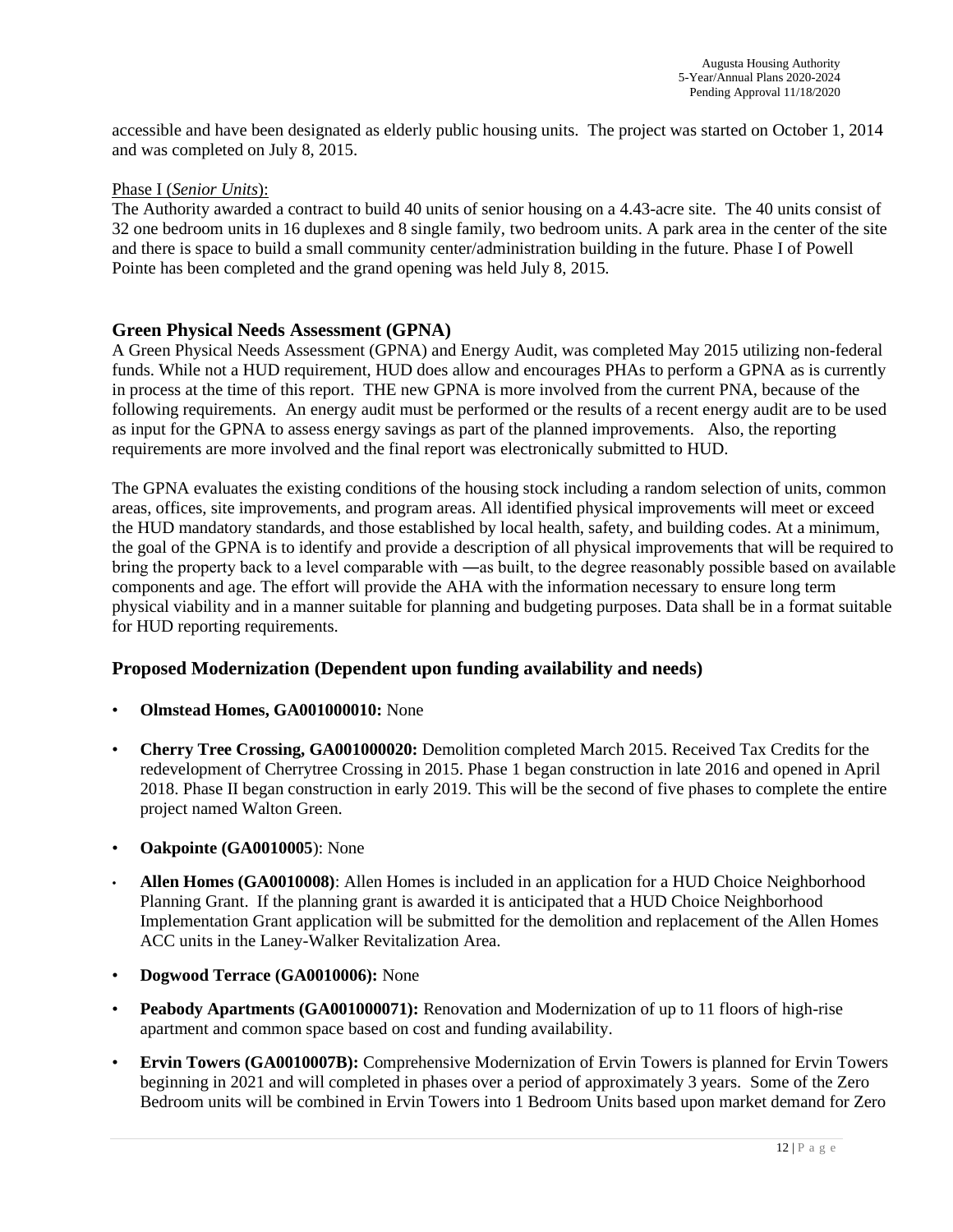accessible and have been designated as elderly public housing units. The project was started on October 1, 2014 and was completed on July 8, 2015.

Phase I (*Senior Units*):
The Authority awarded a contract to build 40 units of senior housing on a 4.43-acre site. The 40 units consist of 32 one bedroom units in 16 duplexes and 8 single family, two bedroom units. A park area in the center of the site and there is space to build a small community center/administration building in the future. Phase I of Powell Pointe has been completed and the grand opening was held July 8, 2015.

## Green Physical Needs Assessment (GPNA)

A Green Physical Needs Assessment (GPNA) and Energy Audit, was completed May 2015 utilizing non-federal funds. While not a HUD requirement, HUD does allow and encourages PHAs to perform a GPNA as is currently in process at the time of this report. THE new GPNA is more involved from the current PNA, because of the following requirements. An energy audit must be performed or the results of a recent energy audit are to be used as input for the GPNA to assess energy savings as part of the planned improvements. Also, the reporting requirements are more involved and the final report was electronically submitted to HUD.

The GPNA evaluates the existing conditions of the housing stock including a random selection of units, common areas, offices, site improvements, and program areas. All identified physical improvements will meet or exceed the HUD mandatory standards, and those established by local health, safety, and building codes. At a minimum, the goal of the GPNA is to identify and provide a description of all physical improvements that will be required to bring the property back to a level comparable with ―as built, to the degree reasonably possible based on available components and age. The effort will provide the AHA with the information necessary to ensure long term physical viability and in a manner suitable for planning and budgeting purposes. Data shall be in a format suitable for HUD reporting requirements.

## Proposed Modernization (Dependent upon funding availability and needs)

- **Olmstead Homes, GA001000010:** None
- **Cherry Tree Crossing, GA001000020:** Demolition completed March 2015. Received Tax Credits for the redevelopment of Cherrytree Crossing in 2015. Phase 1 began construction in late 2016 and opened in April 2018. Phase II began construction in early 2019. This will be the second of five phases to complete the entire project named Walton Green.
- **Oakpointe (GA0010005**): None
- **Allen Homes (GA0010008)**: Allen Homes is included in an application for a HUD Choice Neighborhood Planning Grant. If the planning grant is awarded it is anticipated that a HUD Choice Neighborhood Implementation Grant application will be submitted for the demolition and replacement of the Allen Homes ACC units in the Laney-Walker Revitalization Area.
- **Dogwood Terrace (GA0010006):** None
- **Peabody Apartments (GA001000071):** Renovation and Modernization of up to 11 floors of high-rise apartment and common space based on cost and funding availability.
- **Ervin Towers (GA0010007B):** Comprehensive Modernization of Ervin Towers is planned for Ervin Towers beginning in 2021 and will completed in phases over a period of approximately 3 years. Some of the Zero Bedroom units will be combined in Ervin Towers into 1 Bedroom Units based upon market demand for Zero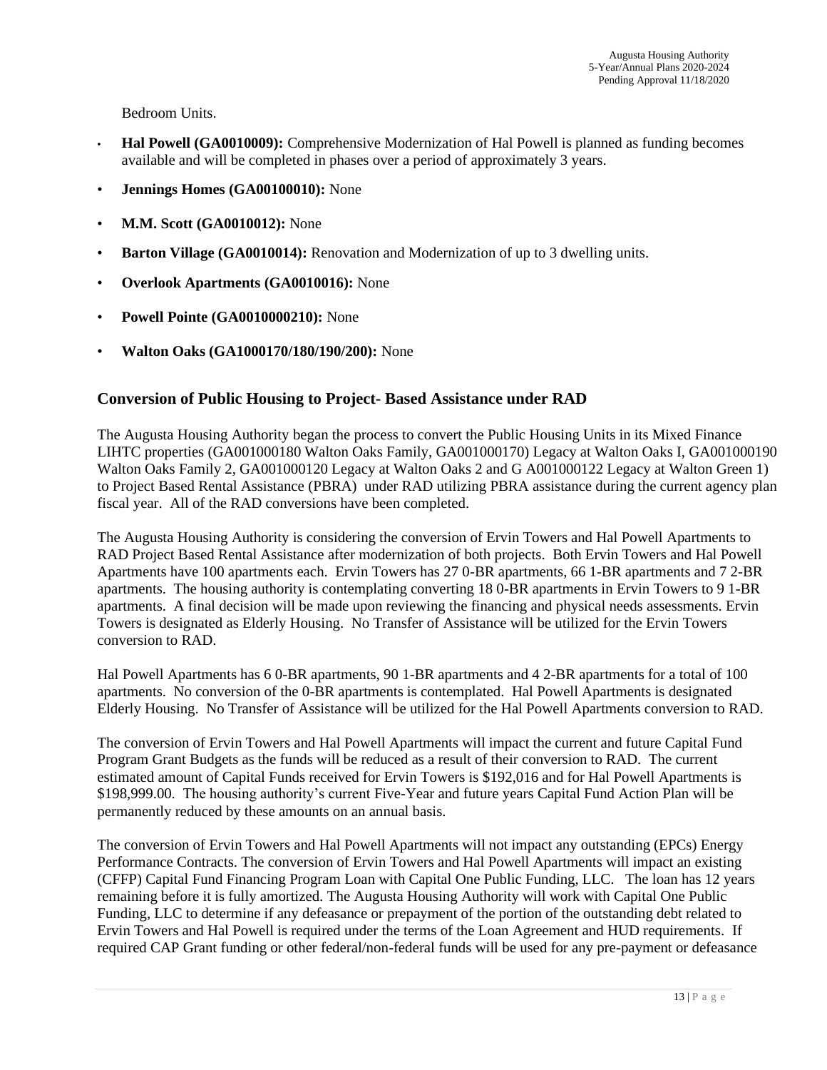Bedroom Units.

- **Hal Powell (GA0010009):** Comprehensive Modernization of Hal Powell is planned as funding becomes available and will be completed in phases over a period of approximately 3 years.
- **Jennings Homes (GA00100010):** None
- **M.M. Scott (GA0010012):** None
- **Barton Village (GA0010014):** Renovation and Modernization of up to 3 dwelling units.
- **Overlook Apartments (GA0010016):** None
- **Powell Pointe (GA0010000210):** None
- **Walton Oaks (GA1000170/180/190/200):** None

## Conversion of Public Housing to Project- Based Assistance under RAD

The Augusta Housing Authority began the process to convert the Public Housing Units in its Mixed Finance LIHTC properties (GA001000180 Walton Oaks Family, GA001000170) Legacy at Walton Oaks I, GA001000190 Walton Oaks Family 2, GA001000120 Legacy at Walton Oaks 2 and G A001000122 Legacy at Walton Green 1) to Project Based Rental Assistance (PBRA) under RAD utilizing PBRA assistance during the current agency plan fiscal year. All of the RAD conversions have been completed.

The Augusta Housing Authority is considering the conversion of Ervin Towers and Hal Powell Apartments to RAD Project Based Rental Assistance after modernization of both projects. Both Ervin Towers and Hal Powell Apartments have 100 apartments each. Ervin Towers has 27 0-BR apartments, 66 1-BR apartments and 7 2-BR apartments. The housing authority is contemplating converting 18 0-BR apartments in Ervin Towers to 9 1-BR apartments. A final decision will be made upon reviewing the financing and physical needs assessments. Ervin Towers is designated as Elderly Housing. No Transfer of Assistance will be utilized for the Ervin Towers conversion to RAD.

Hal Powell Apartments has 6 0-BR apartments, 90 1-BR apartments and 4 2-BR apartments for a total of 100 apartments. No conversion of the 0-BR apartments is contemplated. Hal Powell Apartments is designated Elderly Housing. No Transfer of Assistance will be utilized for the Hal Powell Apartments conversion to RAD.

The conversion of Ervin Towers and Hal Powell Apartments will impact the current and future Capital Fund Program Grant Budgets as the funds will be reduced as a result of their conversion to RAD. The current estimated amount of Capital Funds received for Ervin Towers is $192,016 and for Hal Powell Apartments is $198,999.00. The housing authority's current Five-Year and future years Capital Fund Action Plan will be permanently reduced by these amounts on an annual basis.

The conversion of Ervin Towers and Hal Powell Apartments will not impact any outstanding (EPCs) Energy Performance Contracts. The conversion of Ervin Towers and Hal Powell Apartments will impact an existing (CFFP) Capital Fund Financing Program Loan with Capital One Public Funding, LLC. The loan has 12 years remaining before it is fully amortized. The Augusta Housing Authority will work with Capital One Public Funding, LLC to determine if any defeasance or prepayment of the portion of the outstanding debt related to Ervin Towers and Hal Powell is required under the terms of the Loan Agreement and HUD requirements. If required CAP Grant funding or other federal/non-federal funds will be used for any pre-payment or defeasance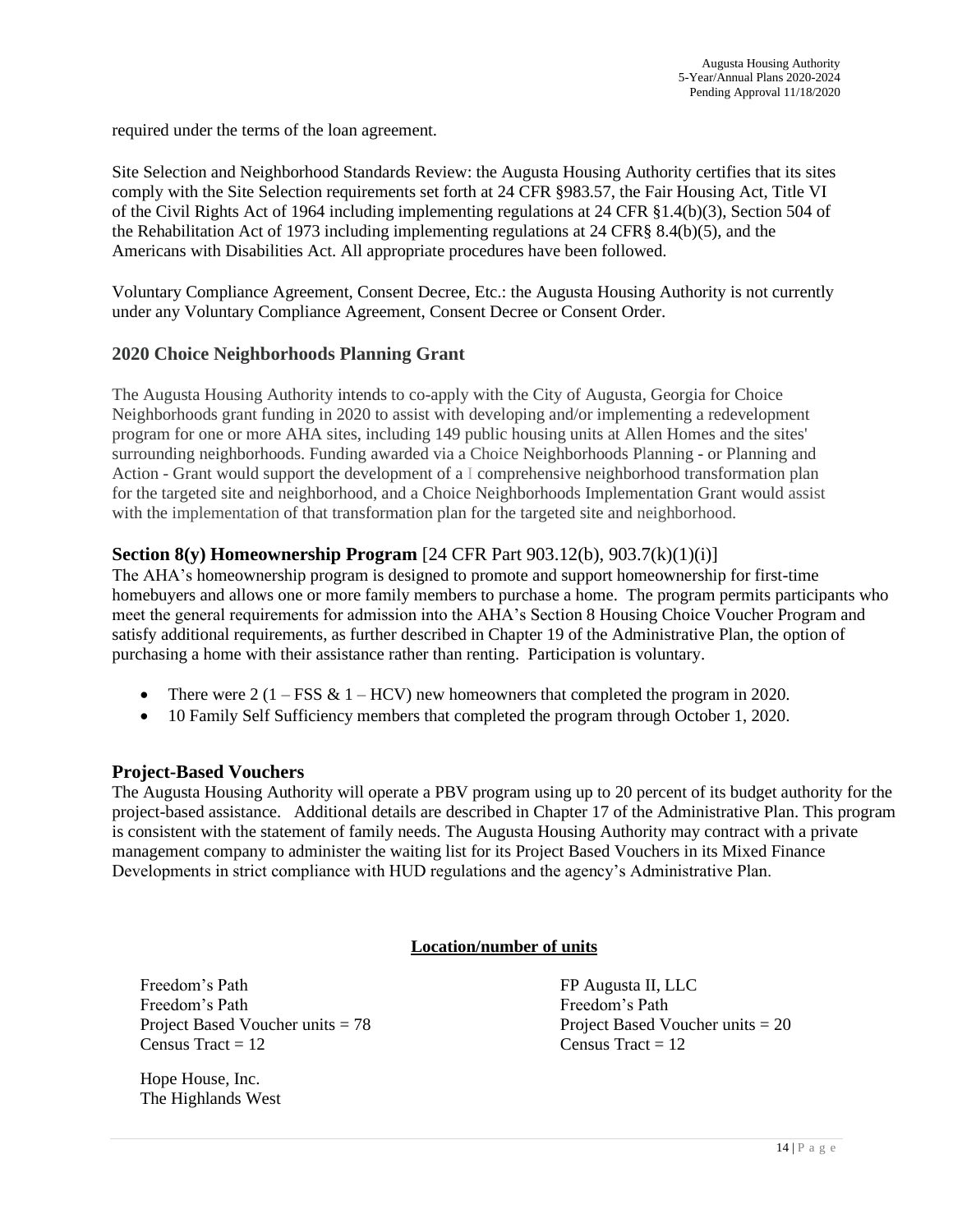required under the terms of the loan agreement.

Site Selection and Neighborhood Standards Review: the Augusta Housing Authority certifies that its sites comply with the Site Selection requirements set forth at 24 CFR §983.57, the Fair Housing Act, Title VI of the Civil Rights Act of 1964 including implementing regulations at 24 CFR §1.4(b)(3), Section 504 of the Rehabilitation Act of 1973 including implementing regulations at 24 CFR§ 8.4(b)(5), and the Americans with Disabilities Act. All appropriate procedures have been followed.

Voluntary Compliance Agreement, Consent Decree, Etc.: the Augusta Housing Authority is not currently under any Voluntary Compliance Agreement, Consent Decree or Consent Order.

## 2020 Choice Neighborhoods Planning Grant

The Augusta Housing Authority intends to co-apply with the City of Augusta, Georgia for Choice Neighborhoods grant funding in 2020 to assist with developing and/or implementing a redevelopment program for one or more AHA sites, including 149 public housing units at Allen Homes and the sites' surrounding neighborhoods. Funding awarded via a Choice Neighborhoods Planning - or Planning and Action - Grant would support the development of a I comprehensive neighborhood transformation plan for the targeted site and neighborhood, and a Choice Neighborhoods Implementation Grant would assist with the implementation of that transformation plan for the targeted site and neighborhood.

## Section 8(y) Homeownership Program [24 CFR Part 903.12(b), 903.7(k)(1)(i)]

The AHA's homeownership program is designed to promote and support homeownership for first-time homebuyers and allows one or more family members to purchase a home. The program permits participants who meet the general requirements for admission into the AHA's Section 8 Housing Choice Voucher Program and satisfy additional requirements, as further described in Chapter 19 of the Administrative Plan, the option of purchasing a home with their assistance rather than renting. Participation is voluntary.

- There were 2 (1 – FSS & 1 – HCV) new homeowners that completed the program in 2020.
- 10 Family Self Sufficiency members that completed the program through October 1, 2020.

## Project-Based Vouchers

The Augusta Housing Authority will operate a PBV program using up to 20 percent of its budget authority for the project-based assistance. Additional details are described in Chapter 17 of the Administrative Plan. This program is consistent with the statement of family needs. The Augusta Housing Authority may contract with a private management company to administer the waiting list for its Project Based Vouchers in its Mixed Finance Developments in strict compliance with HUD regulations and the agency's Administrative Plan.

**<u>Location/number of units</u>**

Freedom's Path
Freedom's Path
Project Based Voucher units = 78
Census Tract = 12

FP Augusta II, LLC
Freedom's Path
Project Based Voucher units = 20
Census Tract = 12

Hope House, Inc.
The Highlands West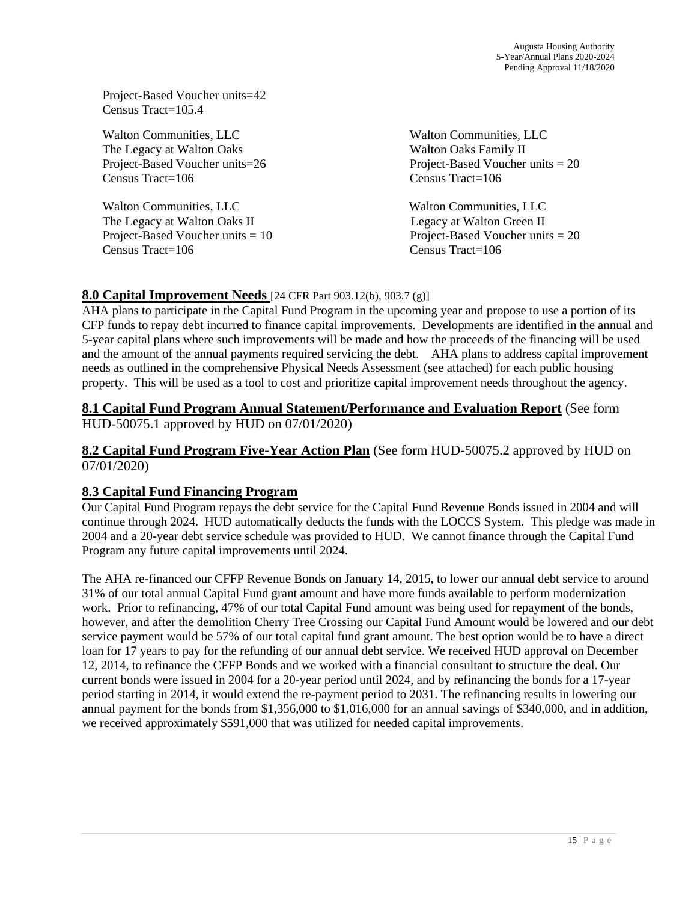Project-Based Voucher units=42
Census Tract=105.4

Walton Communities, LLC
The Legacy at Walton Oaks
Project-Based Voucher units=26
Census Tract=106

Walton Communities, LLC
Walton Oaks Family II
Project-Based Voucher units = 20
Census Tract=106

Walton Communities, LLC
The Legacy at Walton Oaks II
Project-Based Voucher units = 10
Census Tract=106

Walton Communities, LLC
Legacy at Walton Green II
Project-Based Voucher units = 20
Census Tract=106

## 8.0 Capital Improvement Needs [24 CFR Part 903.12(b), 903.7 (g)]

AHA plans to participate in the Capital Fund Program in the upcoming year and propose to use a portion of its CFP funds to repay debt incurred to finance capital improvements. Developments are identified in the annual and 5-year capital plans where such improvements will be made and how the proceeds of the financing will be used and the amount of the annual payments required servicing the debt. AHA plans to address capital improvement needs as outlined in the comprehensive Physical Needs Assessment (see attached) for each public housing property. This will be used as a tool to cost and prioritize capital improvement needs throughout the agency.

## 8.1 Capital Fund Program Annual Statement/Performance and Evaluation Report (See form HUD-50075.1 approved by HUD on 07/01/2020)

## 8.2 Capital Fund Program Five-Year Action Plan (See form HUD-50075.2 approved by HUD on 07/01/2020)

## 8.3 Capital Fund Financing Program

Our Capital Fund Program repays the debt service for the Capital Fund Revenue Bonds issued in 2004 and will continue through 2024. HUD automatically deducts the funds with the LOCCS System. This pledge was made in 2004 and a 20-year debt service schedule was provided to HUD. We cannot finance through the Capital Fund Program any future capital improvements until 2024.

The AHA re-financed our CFFP Revenue Bonds on January 14, 2015, to lower our annual debt service to around 31% of our total annual Capital Fund grant amount and have more funds available to perform modernization work. Prior to refinancing, 47% of our total Capital Fund amount was being used for repayment of the bonds, however, and after the demolition Cherry Tree Crossing our Capital Fund Amount would be lowered and our debt service payment would be 57% of our total capital fund grant amount. The best option would be to have a direct loan for 17 years to pay for the refunding of our annual debt service. We received HUD approval on December 12, 2014, to refinance the CFFP Bonds and we worked with a financial consultant to structure the deal. Our current bonds were issued in 2004 for a 20-year period until 2024, and by refinancing the bonds for a 17-year period starting in 2014, it would extend the re-payment period to 2031. The refinancing results in lowering our annual payment for the bonds from $1,356,000 to $1,016,000 for an annual savings of $340,000, and in addition, we received approximately $591,000 that was utilized for needed capital improvements.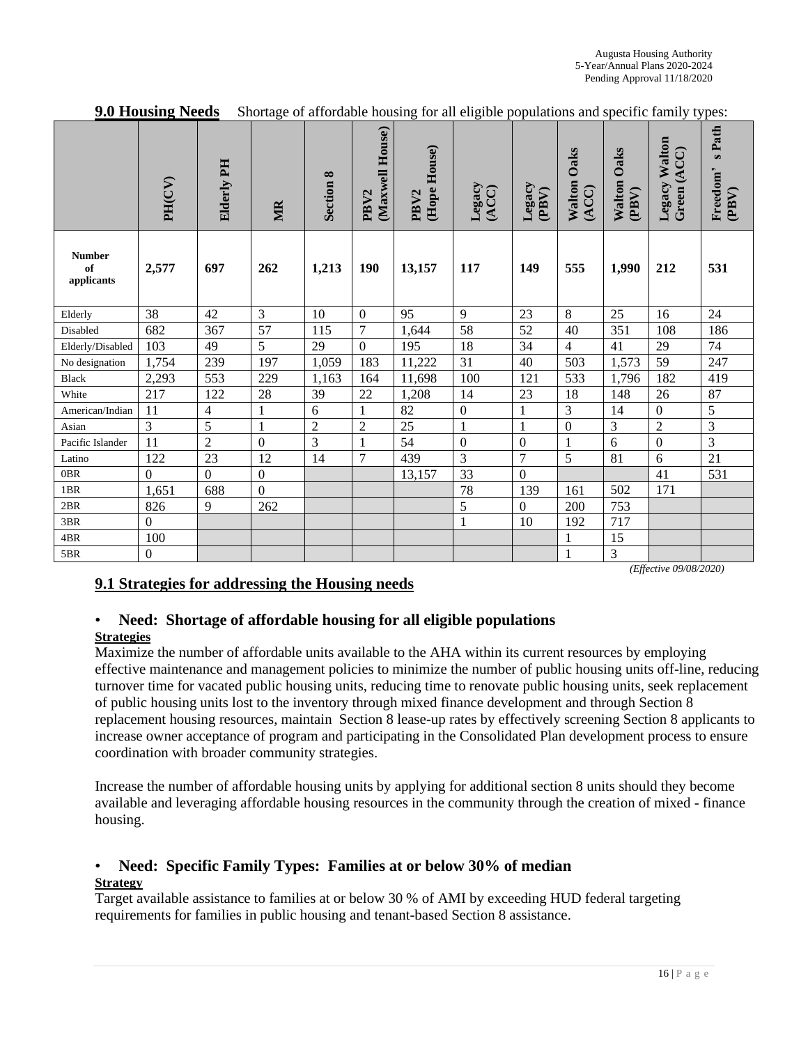**9.0 Housing Needs** Shortage of affordable housing for all eligible populations and specific family types:

| | PH(CV) | Elderly PH | MR | Section 8 | PBV2 (Maxwell House) | PBV2 (Hope House) | Legacy (ACC) | Legacy (PBV) | Walton Oaks (ACC) | Walton Oaks (PBV) | Legacy Walton Green (ACC) | Freedom' s Path (PBV) |
|---|---|---|---|---|---|---|---|---|---|---|---|---|
| **Number of applicants** | **2,577** | **697** | **262** | **1,213** | **190** | **13,157** | **117** | **149** | **555** | **1,990** | **212** | **531** |
| Elderly | 38 | 42 | 3 | 10 | 0 | 95 | 9 | 23 | 8 | 25 | 16 | 24 |
| Disabled | 682 | 367 | 57 | 115 | 7 | 1,644 | 58 | 52 | 40 | 351 | 108 | 186 |
| Elderly/Disabled | 103 | 49 | 5 | 29 | 0 | 195 | 18 | 34 | 4 | 41 | 29 | 74 |
| No designation | 1,754 | 239 | 197 | 1,059 | 183 | 11,222 | 31 | 40 | 503 | 1,573 | 59 | 247 |
| Black | 2,293 | 553 | 229 | 1,163 | 164 | 11,698 | 100 | 121 | 533 | 1,796 | 182 | 419 |
| White | 217 | 122 | 28 | 39 | 22 | 1,208 | 14 | 23 | 18 | 148 | 26 | 87 |
| American/Indian | 11 | 4 | 1 | 6 | 1 | 82 | 0 | 1 | 3 | 14 | 0 | 5 |
| Asian | 3 | 5 | 1 | 2 | 2 | 25 | 1 | 1 | 0 | 3 | 2 | 3 |
| Pacific Islander | 11 | 2 | 0 | 3 | 1 | 54 | 0 | 0 | 1 | 6 | 0 | 3 |
| Latino | 122 | 23 | 12 | 14 | 7 | 439 | 3 | 7 | 5 | 81 | 6 | 21 |
| 0BR | 0 | 0 | 0 | | | 13,157 | 33 | 0 | | | 41 | 531 |
| 1BR | 1,651 | 688 | 0 | | | | 78 | 139 | 161 | 502 | 171 | |
| 2BR | 826 | 9 | 262 | | | | 5 | 0 | 200 | 753 | | |
| 3BR | 0 | | | | | | 1 | 10 | 192 | 717 | | |
| 4BR | 100 | | | | | | | | 1 | 15 | | |
| 5BR | 0 | | | | | | | | 1 | 3 | | |

*(Effective 09/08/2020)*

## 9.1 Strategies for addressing the Housing needs

- **Need: Shortage of affordable housing for all eligible populations**

**Strategies**

Maximize the number of affordable units available to the AHA within its current resources by employing effective maintenance and management policies to minimize the number of public housing units off-line, reducing turnover time for vacated public housing units, reducing time to renovate public housing units, seek replacement of public housing units lost to the inventory through mixed finance development and through Section 8 replacement housing resources, maintain Section 8 lease-up rates by effectively screening Section 8 applicants to increase owner acceptance of program and participating in the Consolidated Plan development process to ensure coordination with broader community strategies.

Increase the number of affordable housing units by applying for additional section 8 units should they become available and leveraging affordable housing resources in the community through the creation of mixed - finance housing.

- **Need: Specific Family Types: Families at or below 30% of median**

**Strategy**

Target available assistance to families at or below 30 % of AMI by exceeding HUD federal targeting requirements for families in public housing and tenant-based Section 8 assistance.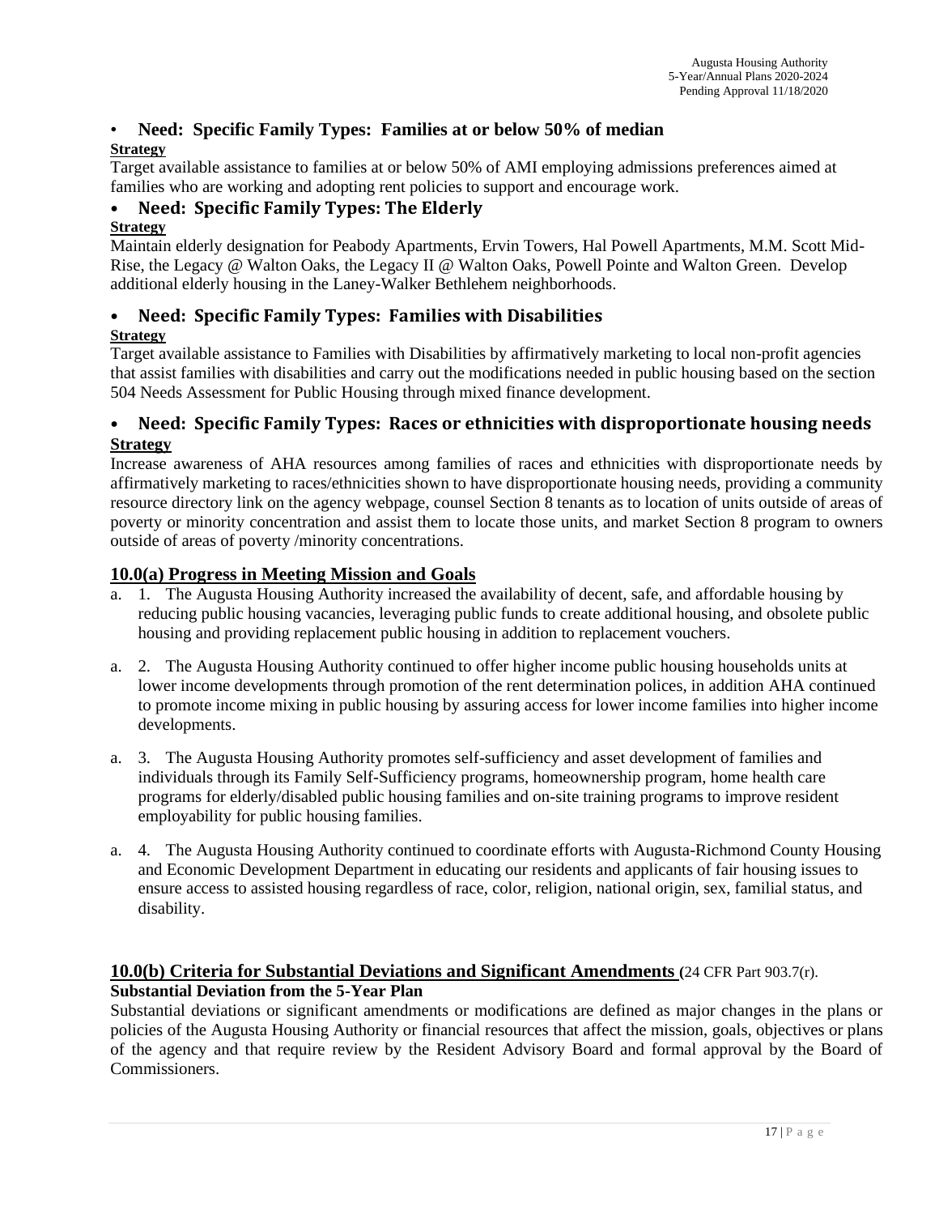- **Need: Specific Family Types: Families at or below 50% of median**

**Strategy**

Target available assistance to families at or below 50% of AMI employing admissions preferences aimed at families who are working and adopting rent policies to support and encourage work.

- **Need: Specific Family Types: The Elderly**

**Strategy**

Maintain elderly designation for Peabody Apartments, Ervin Towers, Hal Powell Apartments, M.M. Scott Mid-Rise, the Legacy @ Walton Oaks, the Legacy II @ Walton Oaks, Powell Pointe and Walton Green. Develop additional elderly housing in the Laney-Walker Bethlehem neighborhoods.

- **Need: Specific Family Types: Families with Disabilities**

**Strategy**

Target available assistance to Families with Disabilities by affirmatively marketing to local non-profit agencies that assist families with disabilities and carry out the modifications needed in public housing based on the section 504 Needs Assessment for Public Housing through mixed finance development.

- **Need: Specific Family Types: Races or ethnicities with disproportionate housing needs**

**Strategy**

Increase awareness of AHA resources among families of races and ethnicities with disproportionate needs by affirmatively marketing to races/ethnicities shown to have disproportionate housing needs, providing a community resource directory link on the agency webpage, counsel Section 8 tenants as to location of units outside of areas of poverty or minority concentration and assist them to locate those units, and market Section 8 program to owners outside of areas of poverty /minority concentrations.

## 10.0(a) Progress in Meeting Mission and Goals

a. 1. The Augusta Housing Authority increased the availability of decent, safe, and affordable housing by reducing public housing vacancies, leveraging public funds to create additional housing, and obsolete public housing and providing replacement public housing in addition to replacement vouchers.

a. 2. The Augusta Housing Authority continued to offer higher income public housing households units at lower income developments through promotion of the rent determination polices, in addition AHA continued to promote income mixing in public housing by assuring access for lower income families into higher income developments.

a. 3. The Augusta Housing Authority promotes self-sufficiency and asset development of families and individuals through its Family Self-Sufficiency programs, homeownership program, home health care programs for elderly/disabled public housing families and on-site training programs to improve resident employability for public housing families.

a. 4. The Augusta Housing Authority continued to coordinate efforts with Augusta-Richmond County Housing and Economic Development Department in educating our residents and applicants of fair housing issues to ensure access to assisted housing regardless of race, color, religion, national origin, sex, familial status, and disability.

## 10.0(b) Criteria for Substantial Deviations and Significant Amendments (24 CFR Part 903.7(r).

**Substantial Deviation from the 5-Year Plan**

Substantial deviations or significant amendments or modifications are defined as major changes in the plans or policies of the Augusta Housing Authority or financial resources that affect the mission, goals, objectives or plans of the agency and that require review by the Resident Advisory Board and formal approval by the Board of Commissioners.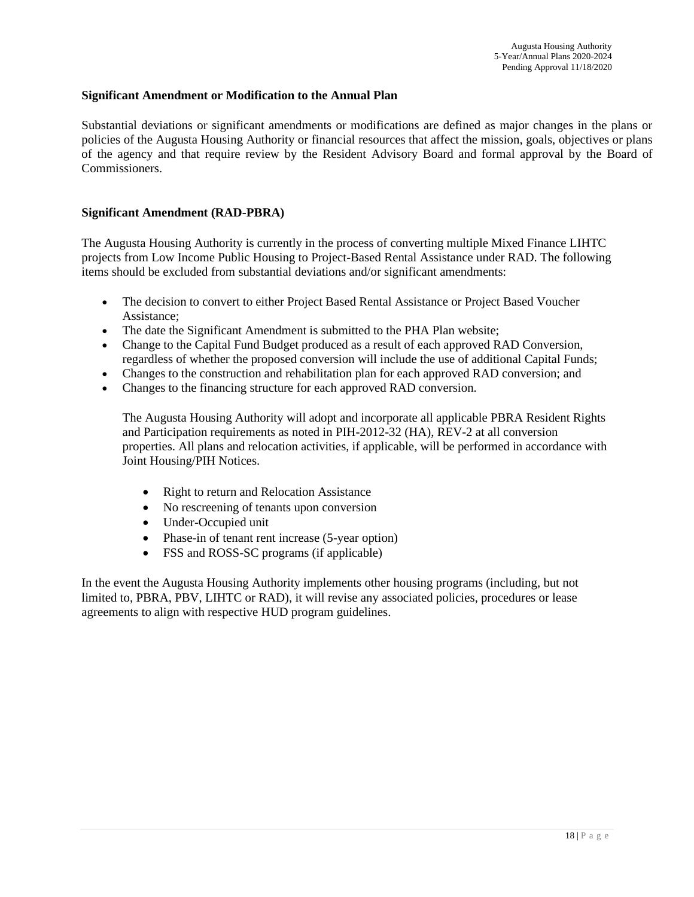### Significant Amendment or Modification to the Annual Plan

Substantial deviations or significant amendments or modifications are defined as major changes in the plans or policies of the Augusta Housing Authority or financial resources that affect the mission, goals, objectives or plans of the agency and that require review by the Resident Advisory Board and formal approval by the Board of Commissioners.

### Significant Amendment (RAD-PBRA)

The Augusta Housing Authority is currently in the process of converting multiple Mixed Finance LIHTC projects from Low Income Public Housing to Project-Based Rental Assistance under RAD. The following items should be excluded from substantial deviations and/or significant amendments:

- The decision to convert to either Project Based Rental Assistance or Project Based Voucher Assistance;
- The date the Significant Amendment is submitted to the PHA Plan website;
- Change to the Capital Fund Budget produced as a result of each approved RAD Conversion, regardless of whether the proposed conversion will include the use of additional Capital Funds;
- Changes to the construction and rehabilitation plan for each approved RAD conversion; and
- Changes to the financing structure for each approved RAD conversion.

  The Augusta Housing Authority will adopt and incorporate all applicable PBRA Resident Rights and Participation requirements as noted in PIH-2012-32 (HA), REV-2 at all conversion properties. All plans and relocation activities, if applicable, will be performed in accordance with Joint Housing/PIH Notices.

  - Right to return and Relocation Assistance
  - No rescreening of tenants upon conversion
  - Under-Occupied unit
  - Phase-in of tenant rent increase (5-year option)
  - FSS and ROSS-SC programs (if applicable)

In the event the Augusta Housing Authority implements other housing programs (including, but not limited to, PBRA, PBV, LIHTC or RAD), it will revise any associated policies, procedures or lease agreements to align with respective HUD program guidelines.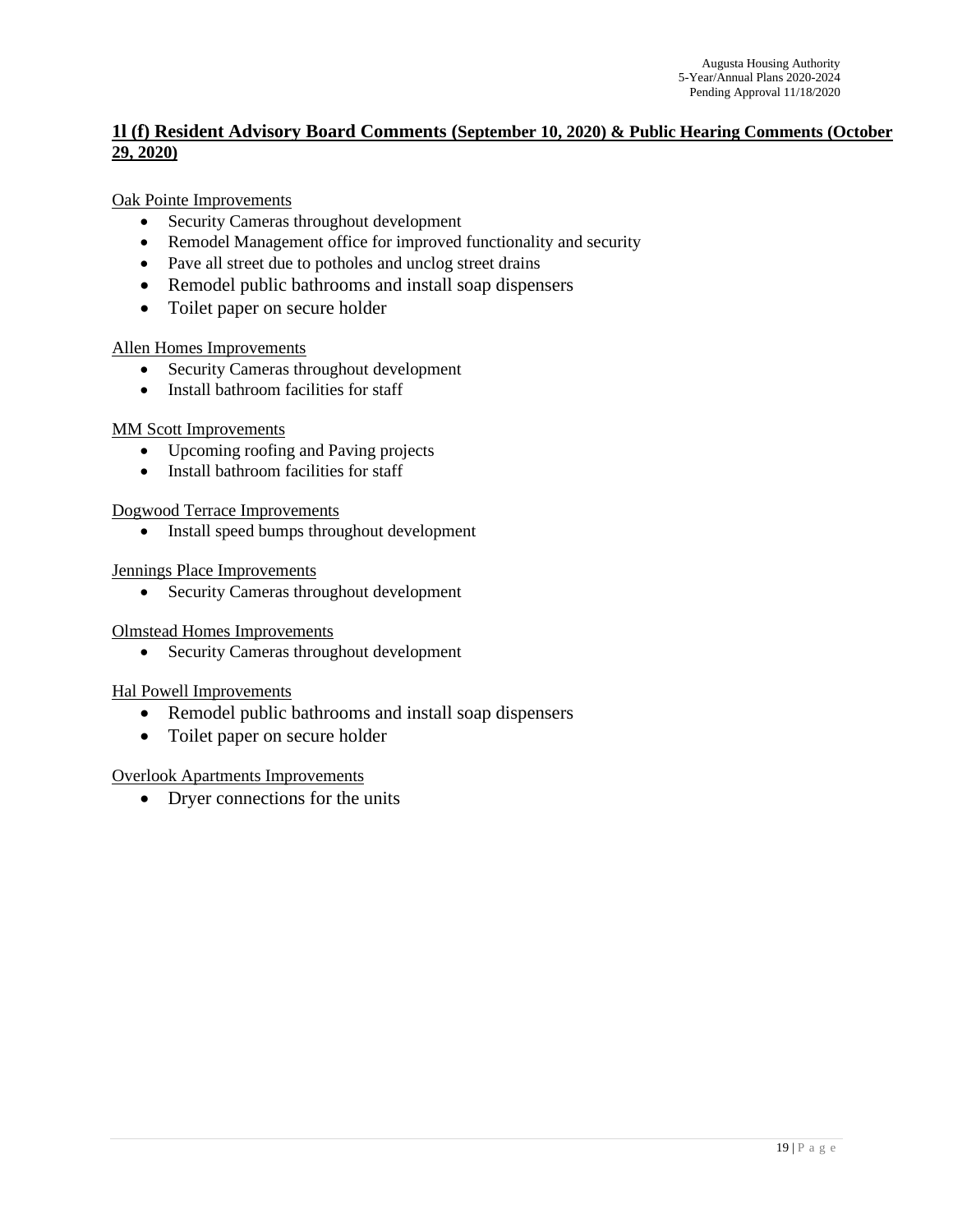## 1l (f) Resident Advisory Board Comments (September 10, 2020) & Public Hearing Comments (October 29, 2020)

Oak Pointe Improvements

- Security Cameras throughout development
- Remodel Management office for improved functionality and security
- Pave all street due to potholes and unclog street drains
- Remodel public bathrooms and install soap dispensers
- Toilet paper on secure holder

Allen Homes Improvements

- Security Cameras throughout development
- Install bathroom facilities for staff

MM Scott Improvements

- Upcoming roofing and Paving projects
- Install bathroom facilities for staff

Dogwood Terrace Improvements

- Install speed bumps throughout development

Jennings Place Improvements

- Security Cameras throughout development

Olmstead Homes Improvements

- Security Cameras throughout development

Hal Powell Improvements

- Remodel public bathrooms and install soap dispensers
- Toilet paper on secure holder

Overlook Apartments Improvements

- Dryer connections for the units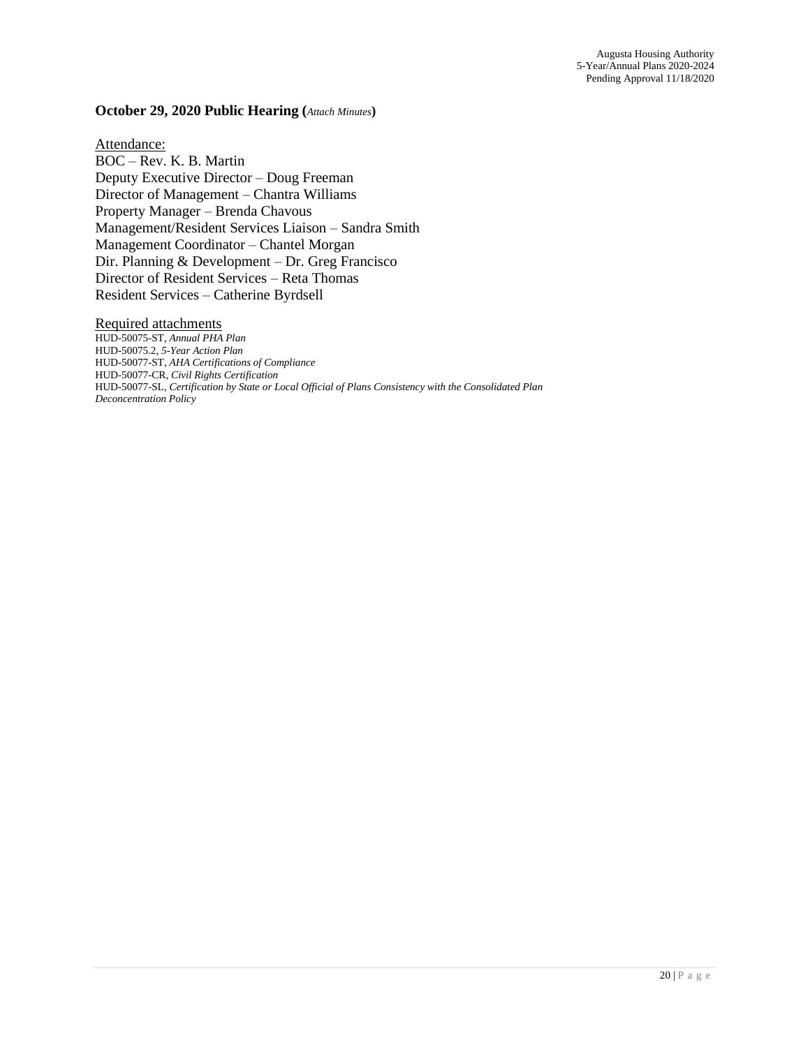**October 29, 2020 Public Hearing (*Attach Minutes*)**

Attendance:

BOC – Rev. K. B. Martin
Deputy Executive Director – Doug Freeman
Director of Management – Chantra Williams
Property Manager – Brenda Chavous
Management/Resident Services Liaison – Sandra Smith
Management Coordinator – Chantel Morgan
Dir. Planning & Development – Dr. Greg Francisco
Director of Resident Services – Reta Thomas
Resident Services – Catherine Byrdsell

Required attachments

HUD-50075-ST, *Annual PHA Plan*
HUD-50075.2, *5-Year Action Plan*
HUD-50077-ST, *AHA Certifications of Compliance*
HUD-50077-CR, *Civil Rights Certification*
HUD-50077-SL, *Certification by State or Local Official of Plans Consistency with the Consolidated Plan*
*Deconcentration Policy*